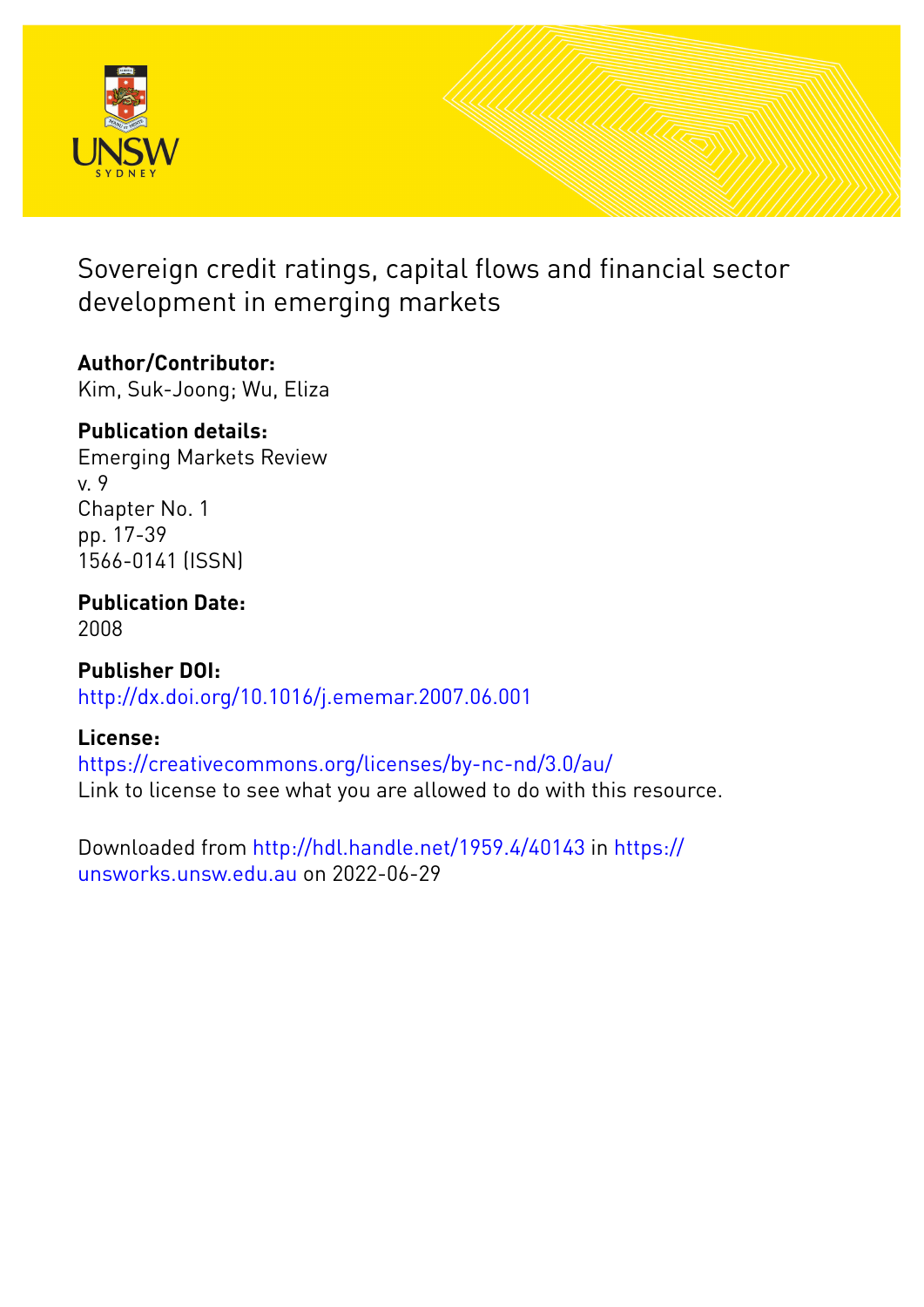# Sovereign credit ratings, capital flows and financial sector development in emerging markets

**Author/Contributor:**
Kim, Suk-Joong; Wu, Eliza

**Publication details:**
Emerging Markets Review
v. 9
Chapter No. 1
pp. 17-39
1566-0141 (ISSN)

**Publication Date:**
2008

**Publisher DOI:**
http://dx.doi.org/10.1016/j.ememar.2007.06.001

**License:**
https://creativecommons.org/licenses/by-nc-nd/3.0/au/
Link to license to see what you are allowed to do with this resource.

Downloaded from http://hdl.handle.net/1959.4/40143 in https://unsworks.unsw.edu.au on 2022-06-29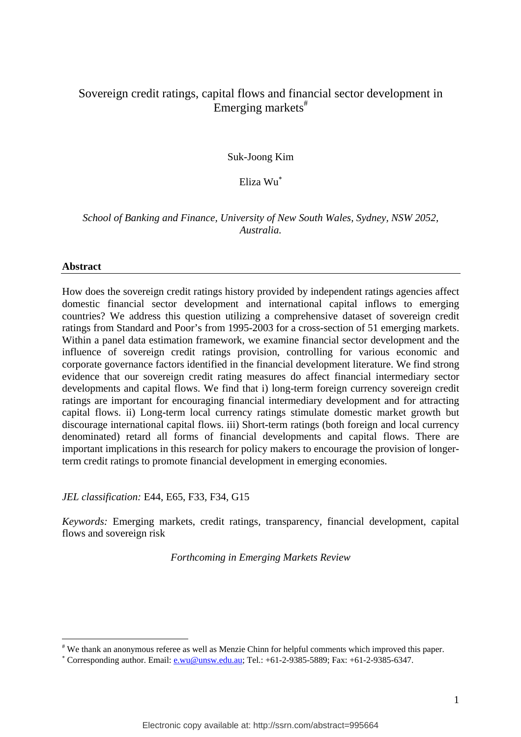# Sovereign credit ratings, capital flows and financial sector development in Emerging markets[#]

Suk-Joong Kim

Eliza Wu[*]

*School of Banking and Finance, University of New South Wales, Sydney, NSW 2052, Australia.*

## Abstract

How does the sovereign credit ratings history provided by independent ratings agencies affect domestic financial sector development and international capital inflows to emerging countries? We address this question utilizing a comprehensive dataset of sovereign credit ratings from Standard and Poor's from 1995-2003 for a cross-section of 51 emerging markets. Within a panel data estimation framework, we examine financial sector development and the influence of sovereign credit ratings provision, controlling for various economic and corporate governance factors identified in the financial development literature. We find strong evidence that our sovereign credit rating measures do affect financial intermediary sector developments and capital flows. We find that i) long-term foreign currency sovereign credit ratings are important for encouraging financial intermediary development and for attracting capital flows. ii) Long-term local currency ratings stimulate domestic market growth but discourage international capital flows. iii) Short-term ratings (both foreign and local currency denominated) retard all forms of financial developments and capital flows. There are important implications in this research for policy makers to encourage the provision of longer-term credit ratings to promote financial development in emerging economies.

*JEL classification:* E44, E65, F33, F34, G15

*Keywords:* Emerging markets, credit ratings, transparency, financial development, capital flows and sovereign risk

*Forthcoming in Emerging Markets Review*

---

[#] We thank an anonymous referee as well as Menzie Chinn for helpful comments which improved this paper.

[*] Corresponding author. Email: e.wu@unsw.edu.au; Tel.: +61-2-9385-5889; Fax: +61-2-9385-6347.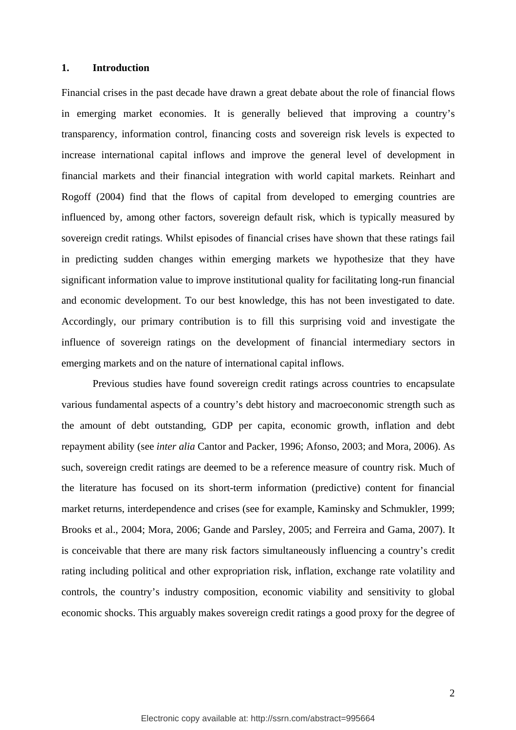# 1. Introduction

Financial crises in the past decade have drawn a great debate about the role of financial flows in emerging market economies. It is generally believed that improving a country's transparency, information control, financing costs and sovereign risk levels is expected to increase international capital inflows and improve the general level of development in financial markets and their financial integration with world capital markets. Reinhart and Rogoff (2004) find that the flows of capital from developed to emerging countries are influenced by, among other factors, sovereign default risk, which is typically measured by sovereign credit ratings. Whilst episodes of financial crises have shown that these ratings fail in predicting sudden changes within emerging markets we hypothesize that they have significant information value to improve institutional quality for facilitating long-run financial and economic development. To our best knowledge, this has not been investigated to date. Accordingly, our primary contribution is to fill this surprising void and investigate the influence of sovereign ratings on the development of financial intermediary sectors in emerging markets and on the nature of international capital inflows.

Previous studies have found sovereign credit ratings across countries to encapsulate various fundamental aspects of a country's debt history and macroeconomic strength such as the amount of debt outstanding, GDP per capita, economic growth, inflation and debt repayment ability (see *inter alia* Cantor and Packer, 1996; Afonso, 2003; and Mora, 2006). As such, sovereign credit ratings are deemed to be a reference measure of country risk. Much of the literature has focused on its short-term information (predictive) content for financial market returns, interdependence and crises (see for example, Kaminsky and Schmukler, 1999; Brooks et al., 2004; Mora, 2006; Gande and Parsley, 2005; and Ferreira and Gama, 2007). It is conceivable that there are many risk factors simultaneously influencing a country's credit rating including political and other expropriation risk, inflation, exchange rate volatility and controls, the country's industry composition, economic viability and sensitivity to global economic shocks. This arguably makes sovereign credit ratings a good proxy for the degree of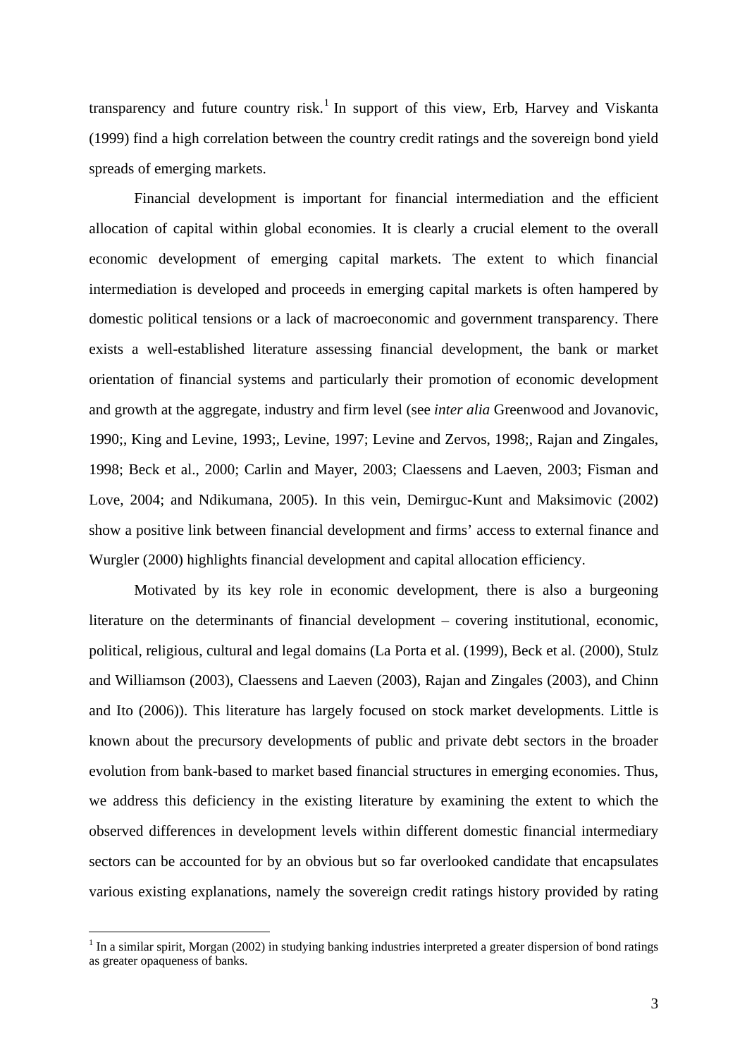transparency and future country risk.[1] In support of this view, Erb, Harvey and Viskanta (1999) find a high correlation between the country credit ratings and the sovereign bond yield spreads of emerging markets.

Financial development is important for financial intermediation and the efficient allocation of capital within global economies. It is clearly a crucial element to the overall economic development of emerging capital markets. The extent to which financial intermediation is developed and proceeds in emerging capital markets is often hampered by domestic political tensions or a lack of macroeconomic and government transparency. There exists a well-established literature assessing financial development, the bank or market orientation of financial systems and particularly their promotion of economic development and growth at the aggregate, industry and firm level (see *inter alia* Greenwood and Jovanovic, 1990;, King and Levine, 1993;, Levine, 1997; Levine and Zervos, 1998;, Rajan and Zingales, 1998; Beck et al., 2000; Carlin and Mayer, 2003; Claessens and Laeven, 2003; Fisman and Love, 2004; and Ndikumana, 2005). In this vein, Demirguc-Kunt and Maksimovic (2002) show a positive link between financial development and firms' access to external finance and Wurgler (2000) highlights financial development and capital allocation efficiency.

Motivated by its key role in economic development, there is also a burgeoning literature on the determinants of financial development – covering institutional, economic, political, religious, cultural and legal domains (La Porta et al. (1999), Beck et al. (2000), Stulz and Williamson (2003), Claessens and Laeven (2003), Rajan and Zingales (2003), and Chinn and Ito (2006)). This literature has largely focused on stock market developments. Little is known about the precursory developments of public and private debt sectors in the broader evolution from bank-based to market based financial structures in emerging economies. Thus, we address this deficiency in the existing literature by examining the extent to which the observed differences in development levels within different domestic financial intermediary sectors can be accounted for by an obvious but so far overlooked candidate that encapsulates various existing explanations, namely the sovereign credit ratings history provided by rating

[1] In a similar spirit, Morgan (2002) in studying banking industries interpreted a greater dispersion of bond ratings as greater opaqueness of banks.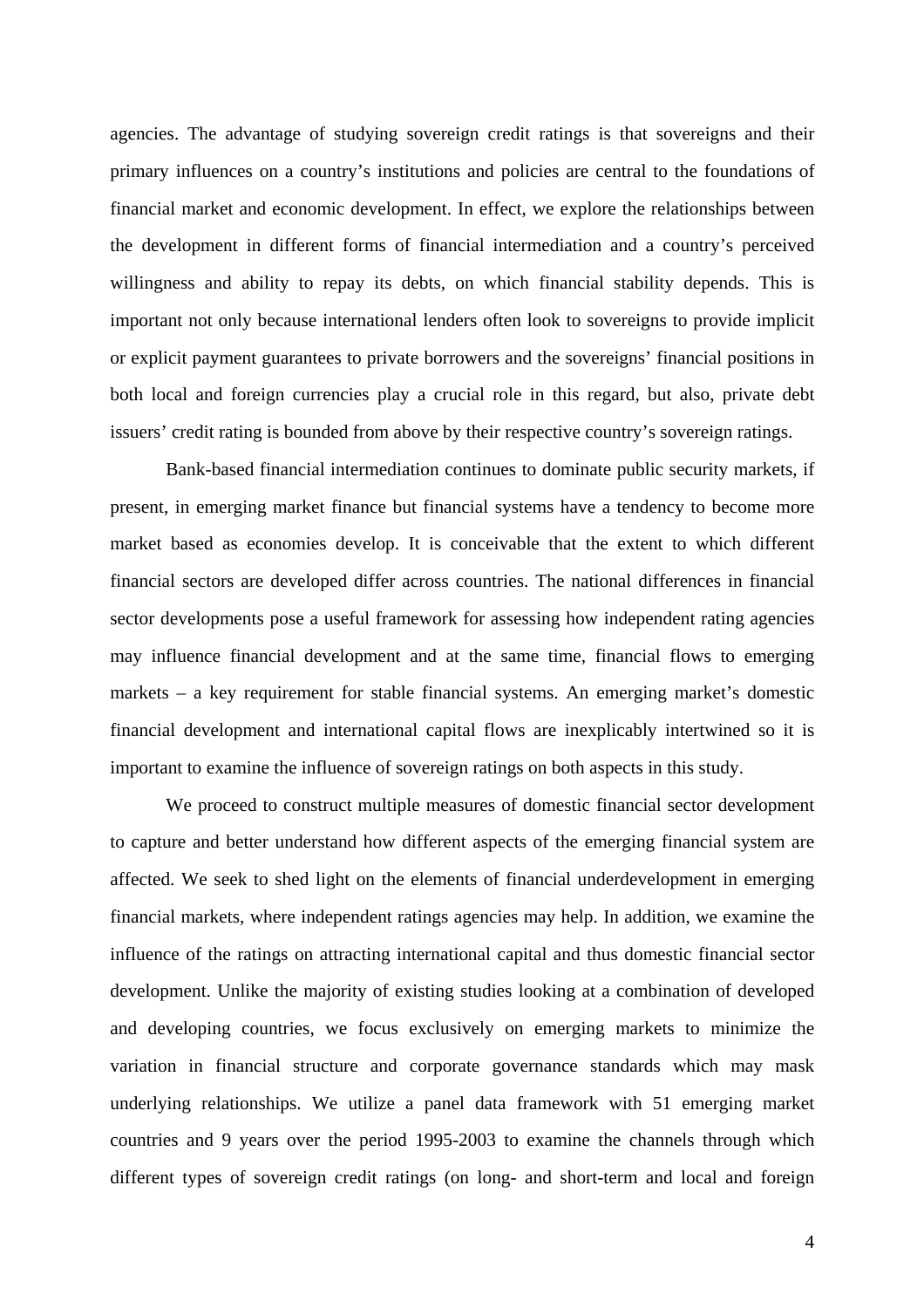agencies. The advantage of studying sovereign credit ratings is that sovereigns and their primary influences on a country's institutions and policies are central to the foundations of financial market and economic development. In effect, we explore the relationships between the development in different forms of financial intermediation and a country's perceived willingness and ability to repay its debts, on which financial stability depends. This is important not only because international lenders often look to sovereigns to provide implicit or explicit payment guarantees to private borrowers and the sovereigns' financial positions in both local and foreign currencies play a crucial role in this regard, but also, private debt issuers' credit rating is bounded from above by their respective country's sovereign ratings.

Bank-based financial intermediation continues to dominate public security markets, if present, in emerging market finance but financial systems have a tendency to become more market based as economies develop. It is conceivable that the extent to which different financial sectors are developed differ across countries. The national differences in financial sector developments pose a useful framework for assessing how independent rating agencies may influence financial development and at the same time, financial flows to emerging markets – a key requirement for stable financial systems. An emerging market's domestic financial development and international capital flows are inexplicably intertwined so it is important to examine the influence of sovereign ratings on both aspects in this study.

We proceed to construct multiple measures of domestic financial sector development to capture and better understand how different aspects of the emerging financial system are affected. We seek to shed light on the elements of financial underdevelopment in emerging financial markets, where independent ratings agencies may help. In addition, we examine the influence of the ratings on attracting international capital and thus domestic financial sector development. Unlike the majority of existing studies looking at a combination of developed and developing countries, we focus exclusively on emerging markets to minimize the variation in financial structure and corporate governance standards which may mask underlying relationships. We utilize a panel data framework with 51 emerging market countries and 9 years over the period 1995-2003 to examine the channels through which different types of sovereign credit ratings (on long- and short-term and local and foreign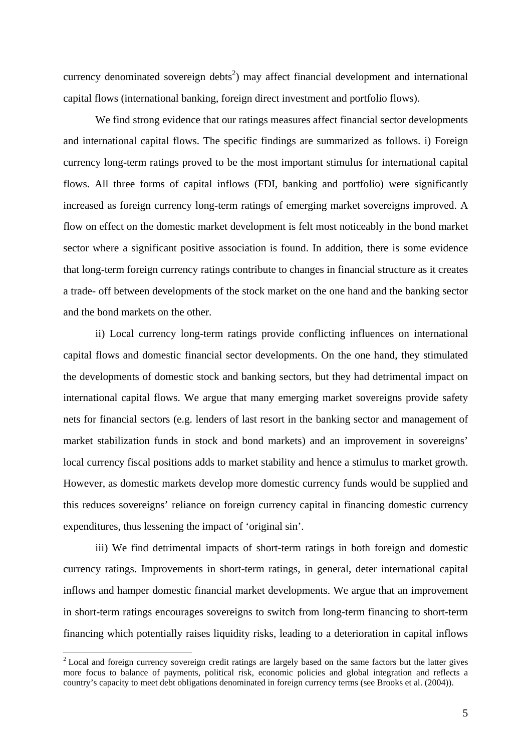currency denominated sovereign debts[2]) may affect financial development and international capital flows (international banking, foreign direct investment and portfolio flows).

We find strong evidence that our ratings measures affect financial sector developments and international capital flows. The specific findings are summarized as follows. i) Foreign currency long-term ratings proved to be the most important stimulus for international capital flows. All three forms of capital inflows (FDI, banking and portfolio) were significantly increased as foreign currency long-term ratings of emerging market sovereigns improved. A flow on effect on the domestic market development is felt most noticeably in the bond market sector where a significant positive association is found. In addition, there is some evidence that long-term foreign currency ratings contribute to changes in financial structure as it creates a trade- off between developments of the stock market on the one hand and the banking sector and the bond markets on the other.

ii) Local currency long-term ratings provide conflicting influences on international capital flows and domestic financial sector developments. On the one hand, they stimulated the developments of domestic stock and banking sectors, but they had detrimental impact on international capital flows. We argue that many emerging market sovereigns provide safety nets for financial sectors (e.g. lenders of last resort in the banking sector and management of market stabilization funds in stock and bond markets) and an improvement in sovereigns' local currency fiscal positions adds to market stability and hence a stimulus to market growth. However, as domestic markets develop more domestic currency funds would be supplied and this reduces sovereigns' reliance on foreign currency capital in financing domestic currency expenditures, thus lessening the impact of 'original sin'.

iii) We find detrimental impacts of short-term ratings in both foreign and domestic currency ratings. Improvements in short-term ratings, in general, deter international capital inflows and hamper domestic financial market developments. We argue that an improvement in short-term ratings encourages sovereigns to switch from long-term financing to short-term financing which potentially raises liquidity risks, leading to a deterioration in capital inflows

[2] Local and foreign currency sovereign credit ratings are largely based on the same factors but the latter gives more focus to balance of payments, political risk, economic policies and global integration and reflects a country's capacity to meet debt obligations denominated in foreign currency terms (see Brooks et al. (2004)).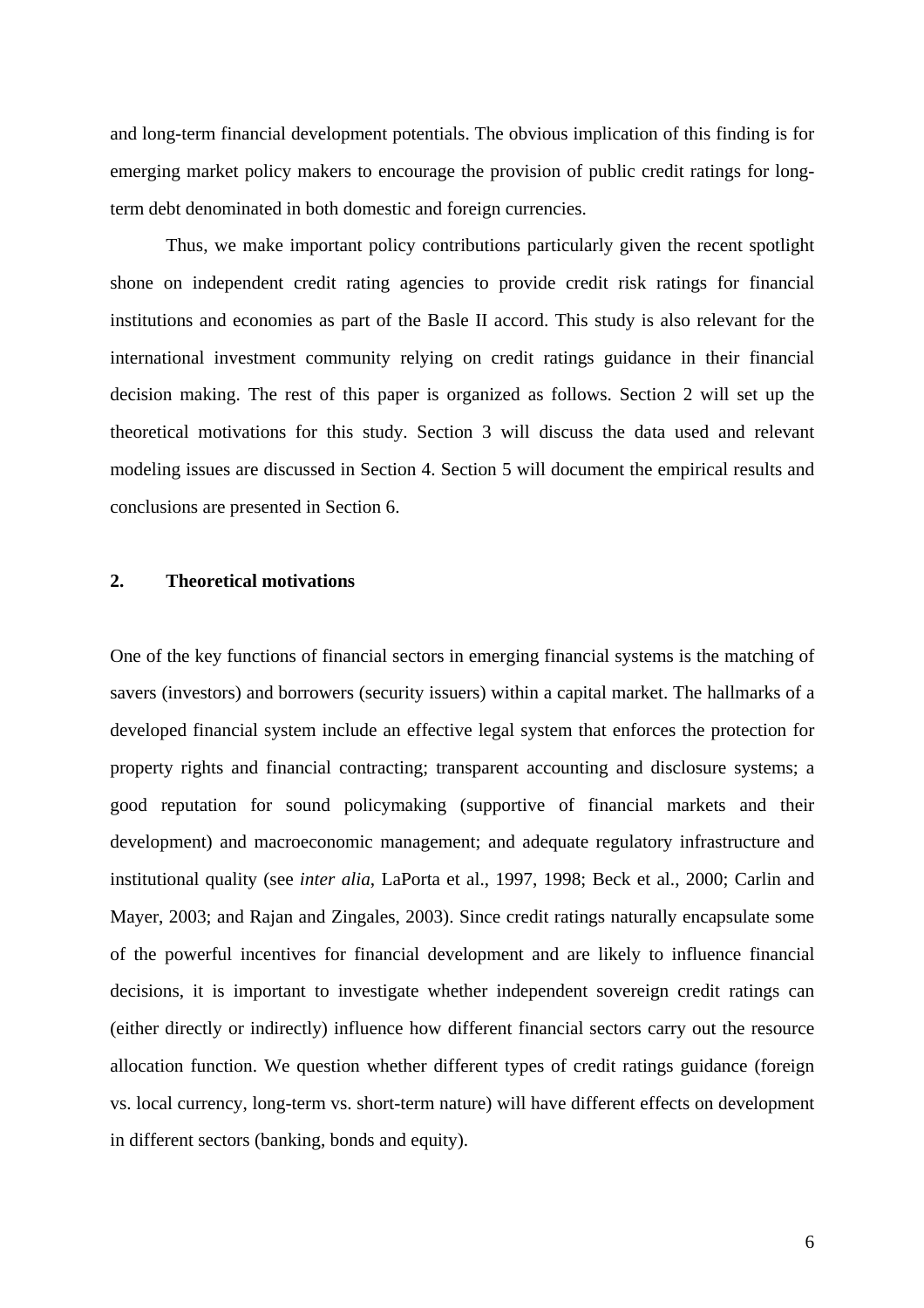and long-term financial development potentials. The obvious implication of this finding is for emerging market policy makers to encourage the provision of public credit ratings for long-term debt denominated in both domestic and foreign currencies.

Thus, we make important policy contributions particularly given the recent spotlight shone on independent credit rating agencies to provide credit risk ratings for financial institutions and economies as part of the Basle II accord. This study is also relevant for the international investment community relying on credit ratings guidance in their financial decision making. The rest of this paper is organized as follows. Section 2 will set up the theoretical motivations for this study. Section 3 will discuss the data used and relevant modeling issues are discussed in Section 4. Section 5 will document the empirical results and conclusions are presented in Section 6.

## 2. Theoretical motivations

One of the key functions of financial sectors in emerging financial systems is the matching of savers (investors) and borrowers (security issuers) within a capital market. The hallmarks of a developed financial system include an effective legal system that enforces the protection for property rights and financial contracting; transparent accounting and disclosure systems; a good reputation for sound policymaking (supportive of financial markets and their development) and macroeconomic management; and adequate regulatory infrastructure and institutional quality (see *inter alia*, LaPorta et al., 1997, 1998; Beck et al., 2000; Carlin and Mayer, 2003; and Rajan and Zingales, 2003). Since credit ratings naturally encapsulate some of the powerful incentives for financial development and are likely to influence financial decisions, it is important to investigate whether independent sovereign credit ratings can (either directly or indirectly) influence how different financial sectors carry out the resource allocation function. We question whether different types of credit ratings guidance (foreign vs. local currency, long-term vs. short-term nature) will have different effects on development in different sectors (banking, bonds and equity).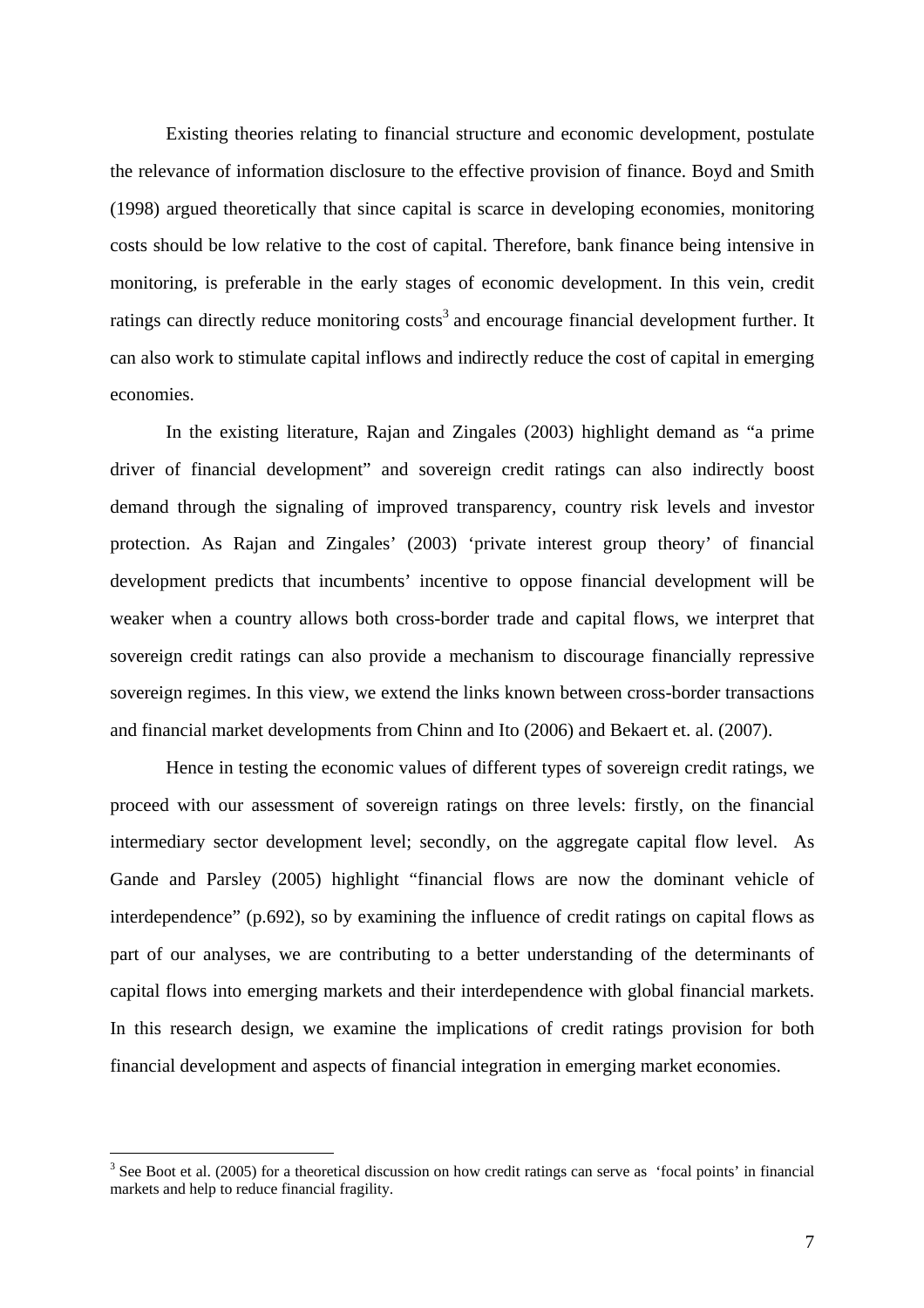Existing theories relating to financial structure and economic development, postulate the relevance of information disclosure to the effective provision of finance. Boyd and Smith (1998) argued theoretically that since capital is scarce in developing economies, monitoring costs should be low relative to the cost of capital. Therefore, bank finance being intensive in monitoring, is preferable in the early stages of economic development. In this vein, credit ratings can directly reduce monitoring costs[3] and encourage financial development further. It can also work to stimulate capital inflows and indirectly reduce the cost of capital in emerging economies.

In the existing literature, Rajan and Zingales (2003) highlight demand as "a prime driver of financial development" and sovereign credit ratings can also indirectly boost demand through the signaling of improved transparency, country risk levels and investor protection. As Rajan and Zingales' (2003) 'private interest group theory' of financial development predicts that incumbents' incentive to oppose financial development will be weaker when a country allows both cross-border trade and capital flows, we interpret that sovereign credit ratings can also provide a mechanism to discourage financially repressive sovereign regimes. In this view, we extend the links known between cross-border transactions and financial market developments from Chinn and Ito (2006) and Bekaert et. al. (2007).

Hence in testing the economic values of different types of sovereign credit ratings, we proceed with our assessment of sovereign ratings on three levels: firstly, on the financial intermediary sector development level; secondly, on the aggregate capital flow level. As Gande and Parsley (2005) highlight "financial flows are now the dominant vehicle of interdependence" (p.692), so by examining the influence of credit ratings on capital flows as part of our analyses, we are contributing to a better understanding of the determinants of capital flows into emerging markets and their interdependence with global financial markets. In this research design, we examine the implications of credit ratings provision for both financial development and aspects of financial integration in emerging market economies.

[3] See Boot et al. (2005) for a theoretical discussion on how credit ratings can serve as 'focal points' in financial markets and help to reduce financial fragility.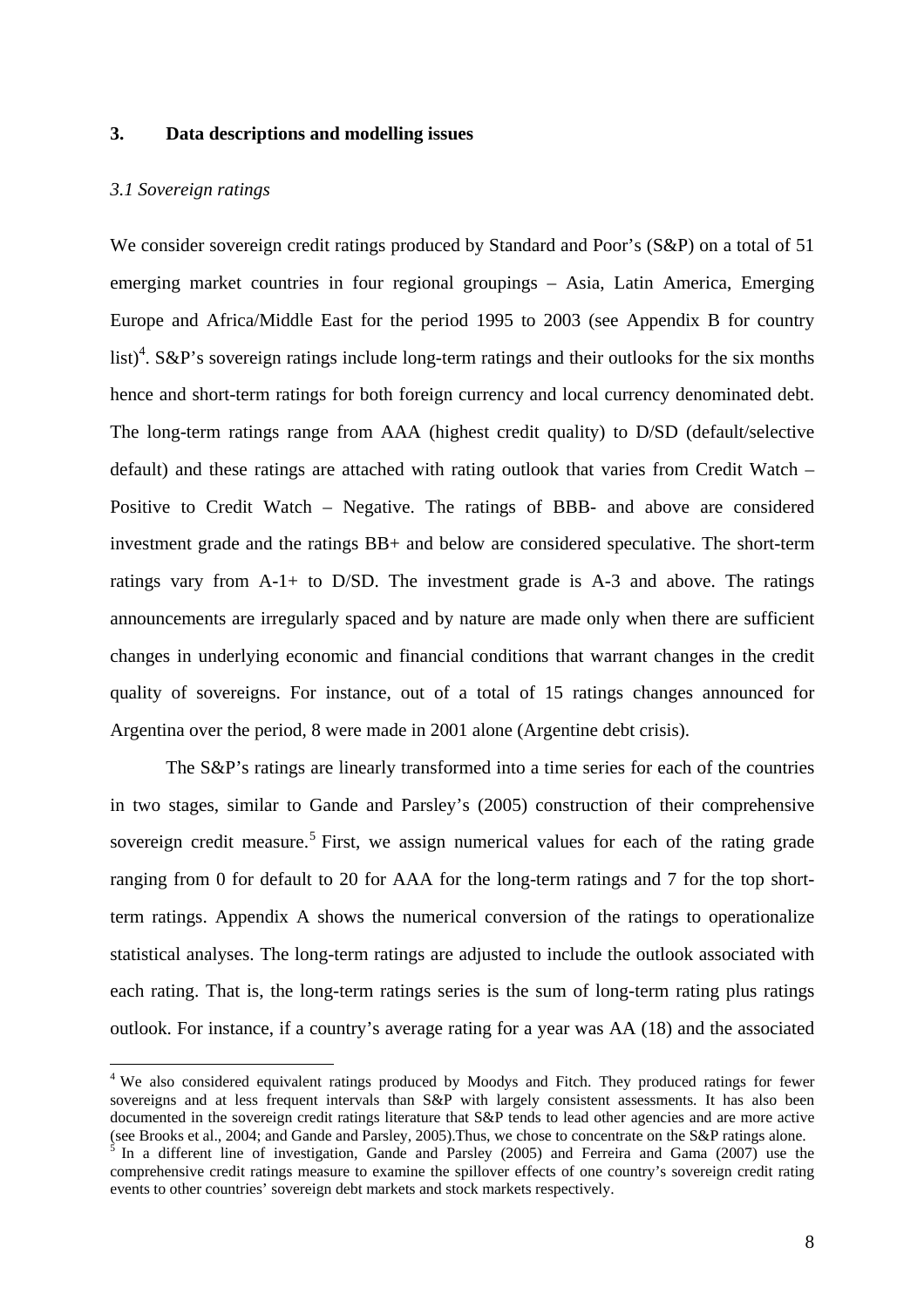## 3. Data descriptions and modelling issues

### *3.1 Sovereign ratings*

We consider sovereign credit ratings produced by Standard and Poor's (S&P) on a total of 51 emerging market countries in four regional groupings – Asia, Latin America, Emerging Europe and Africa/Middle East for the period 1995 to 2003 (see Appendix B for country list)[4]. S&P's sovereign ratings include long-term ratings and their outlooks for the six months hence and short-term ratings for both foreign currency and local currency denominated debt. The long-term ratings range from AAA (highest credit quality) to D/SD (default/selective default) and these ratings are attached with rating outlook that varies from Credit Watch – Positive to Credit Watch – Negative. The ratings of BBB- and above are considered investment grade and the ratings BB+ and below are considered speculative. The short-term ratings vary from A-1+ to D/SD. The investment grade is A-3 and above. The ratings announcements are irregularly spaced and by nature are made only when there are sufficient changes in underlying economic and financial conditions that warrant changes in the credit quality of sovereigns. For instance, out of a total of 15 ratings changes announced for Argentina over the period, 8 were made in 2001 alone (Argentine debt crisis).

The S&P's ratings are linearly transformed into a time series for each of the countries in two stages, similar to Gande and Parsley's (2005) construction of their comprehensive sovereign credit measure.[5] First, we assign numerical values for each of the rating grade ranging from 0 for default to 20 for AAA for the long-term ratings and 7 for the top short-term ratings. Appendix A shows the numerical conversion of the ratings to operationalize statistical analyses. The long-term ratings are adjusted to include the outlook associated with each rating. That is, the long-term ratings series is the sum of long-term rating plus ratings outlook. For instance, if a country's average rating for a year was AA (18) and the associated

---

[4] We also considered equivalent ratings produced by Moodys and Fitch. They produced ratings for fewer sovereigns and at less frequent intervals than S&P with largely consistent assessments. It has also been documented in the sovereign credit ratings literature that S&P tends to lead other agencies and are more active (see Brooks et al., 2004; and Gande and Parsley, 2005).Thus, we chose to concentrate on the S&P ratings alone.

[5] In a different line of investigation, Gande and Parsley (2005) and Ferreira and Gama (2007) use the comprehensive credit ratings measure to examine the spillover effects of one country's sovereign credit rating events to other countries' sovereign debt markets and stock markets respectively.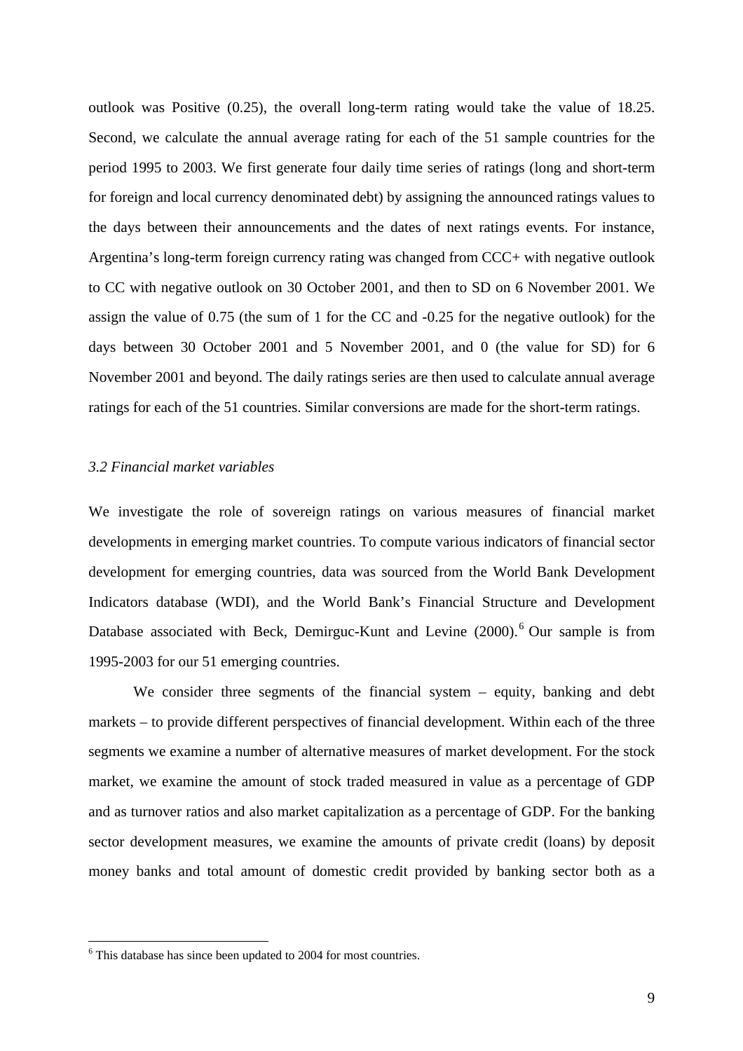outlook was Positive (0.25), the overall long-term rating would take the value of 18.25. Second, we calculate the annual average rating for each of the 51 sample countries for the period 1995 to 2003. We first generate four daily time series of ratings (long and short-term for foreign and local currency denominated debt) by assigning the announced ratings values to the days between their announcements and the dates of next ratings events. For instance, Argentina's long-term foreign currency rating was changed from CCC+ with negative outlook to CC with negative outlook on 30 October 2001, and then to SD on 6 November 2001. We assign the value of 0.75 (the sum of 1 for the CC and -0.25 for the negative outlook) for the days between 30 October 2001 and 5 November 2001, and 0 (the value for SD) for 6 November 2001 and beyond. The daily ratings series are then used to calculate annual average ratings for each of the 51 countries. Similar conversions are made for the short-term ratings.

### *3.2 Financial market variables*

We investigate the role of sovereign ratings on various measures of financial market developments in emerging market countries. To compute various indicators of financial sector development for emerging countries, data was sourced from the World Bank Development Indicators database (WDI), and the World Bank's Financial Structure and Development Database associated with Beck, Demirguc-Kunt and Levine (2000).[6] Our sample is from 1995-2003 for our 51 emerging countries.

We consider three segments of the financial system – equity, banking and debt markets – to provide different perspectives of financial development. Within each of the three segments we examine a number of alternative measures of market development. For the stock market, we examine the amount of stock traded measured in value as a percentage of GDP and as turnover ratios and also market capitalization as a percentage of GDP. For the banking sector development measures, we examine the amounts of private credit (loans) by deposit money banks and total amount of domestic credit provided by banking sector both as a

[6] This database has since been updated to 2004 for most countries.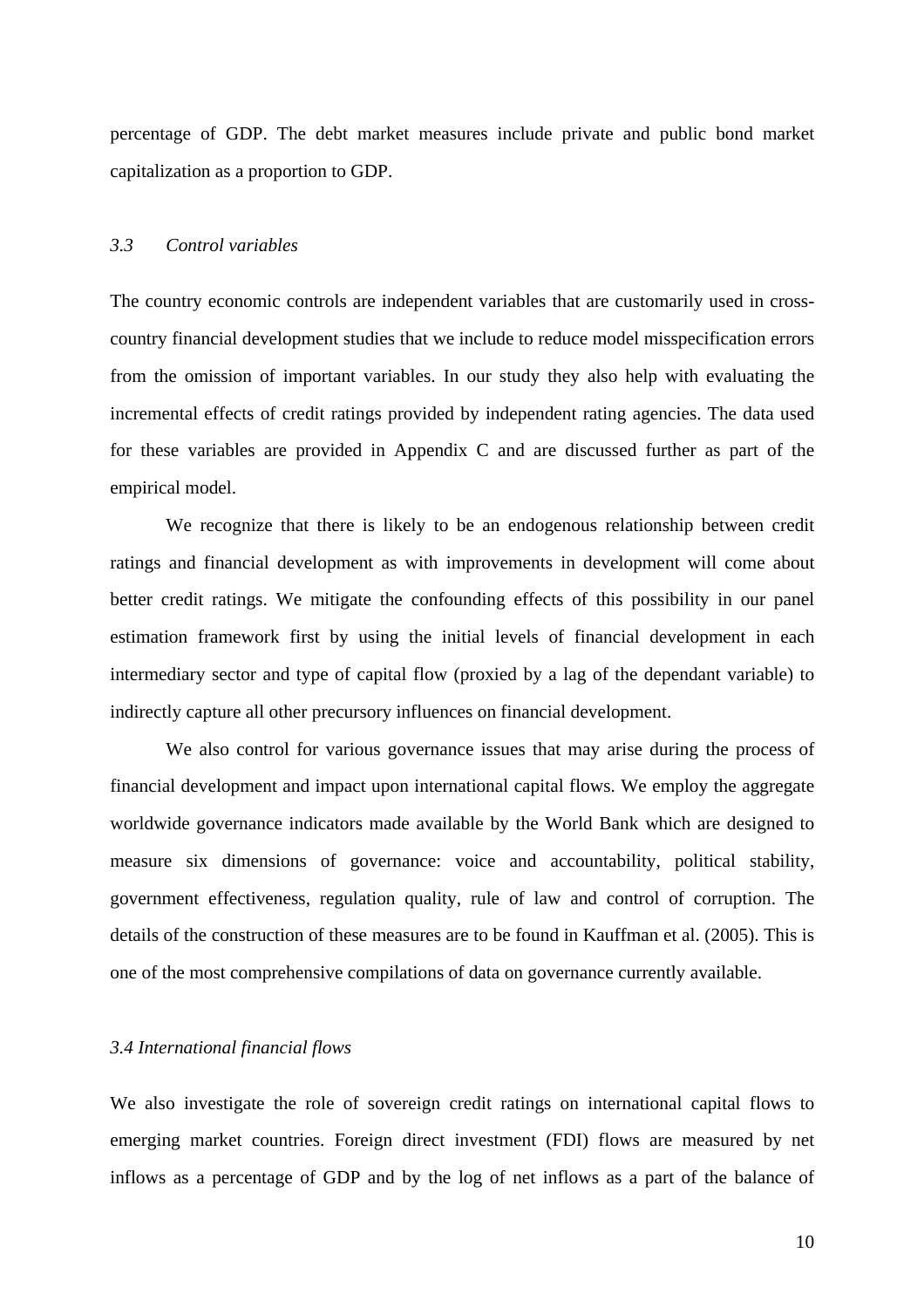percentage of GDP. The debt market measures include private and public bond market capitalization as a proportion to GDP.

### *3.3 Control variables*

The country economic controls are independent variables that are customarily used in cross-country financial development studies that we include to reduce model misspecification errors from the omission of important variables. In our study they also help with evaluating the incremental effects of credit ratings provided by independent rating agencies. The data used for these variables are provided in Appendix C and are discussed further as part of the empirical model.

We recognize that there is likely to be an endogenous relationship between credit ratings and financial development as with improvements in development will come about better credit ratings. We mitigate the confounding effects of this possibility in our panel estimation framework first by using the initial levels of financial development in each intermediary sector and type of capital flow (proxied by a lag of the dependant variable) to indirectly capture all other precursory influences on financial development.

We also control for various governance issues that may arise during the process of financial development and impact upon international capital flows. We employ the aggregate worldwide governance indicators made available by the World Bank which are designed to measure six dimensions of governance: voice and accountability, political stability, government effectiveness, regulation quality, rule of law and control of corruption. The details of the construction of these measures are to be found in Kauffman et al. (2005). This is one of the most comprehensive compilations of data on governance currently available.

### *3.4 International financial flows*

We also investigate the role of sovereign credit ratings on international capital flows to emerging market countries. Foreign direct investment (FDI) flows are measured by net inflows as a percentage of GDP and by the log of net inflows as a part of the balance of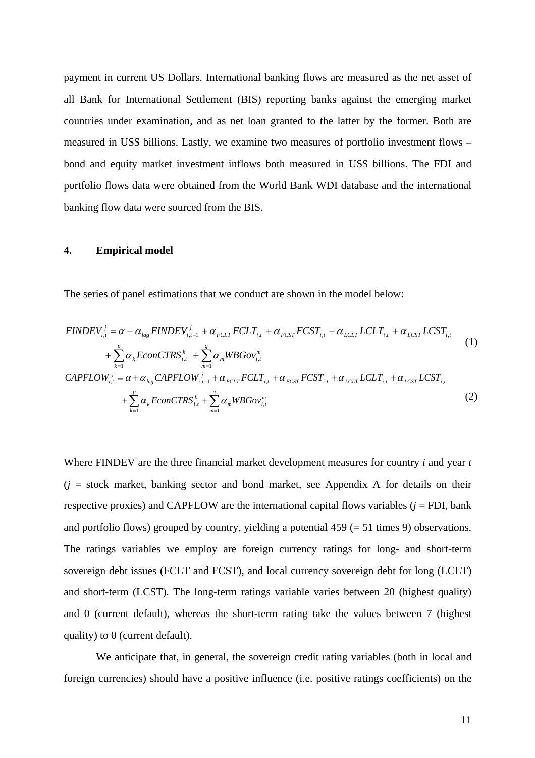payment in current US Dollars. International banking flows are measured as the net asset of all Bank for International Settlement (BIS) reporting banks against the emerging market countries under examination, and as net loan granted to the latter by the former. Both are measured in US$ billions. Lastly, we examine two measures of portfolio investment flows – bond and equity market investment inflows both measured in US$ billions. The FDI and portfolio flows data were obtained from the World Bank WDI database and the international banking flow data were sourced from the BIS.

## 4. Empirical model

The series of panel estimations that we conduct are shown in the model below:

$$FINDEV_{i,t}^{j} = \alpha + \alpha_{lag} FINDEV_{i,t-1}^{j} + \alpha_{FCLT} FCLT_{i,t} + \alpha_{FCST} FCST_{i,t} + \alpha_{LCLT} LCLT_{i,t} + \alpha_{LCST} LCST_{i,t} + \sum_{k=1}^{p} \alpha_k EconCTRS_{i,t}^{k} + \sum_{m=1}^{q} \alpha_m WBGov_{i,t}^{m} \quad (1)$$

$$CAPFLOW_{i,t}^{j} = \alpha + \alpha_{lag} CAPFLOW_{i,t-1}^{j} + \alpha_{FCLT} FCLT_{i,t} + \alpha_{FCST} FCST_{i,t} + \alpha_{LCLT} LCLT_{i,t} + \alpha_{LCST} LCST_{i,t} + \sum_{k=1}^{p} \alpha_k EconCTRS_{i,t}^{k} + \sum_{m=1}^{q} \alpha_m WBGov_{i,t}^{m} \quad (2)$$

Where FINDEV are the three financial market development measures for country *i* and year *t* (*j* = stock market, banking sector and bond market, see Appendix A for details on their respective proxies) and CAPFLOW are the international capital flows variables (*j* = FDI, bank and portfolio flows) grouped by country, yielding a potential 459 (= 51 times 9) observations. The ratings variables we employ are foreign currency ratings for long- and short-term sovereign debt issues (FCLT and FCST), and local currency sovereign debt for long (LCLT) and short-term (LCST). The long-term ratings variable varies between 20 (highest quality) and 0 (current default), whereas the short-term rating take the values between 7 (highest quality) to 0 (current default).

We anticipate that, in general, the sovereign credit rating variables (both in local and foreign currencies) should have a positive influence (i.e. positive ratings coefficients) on the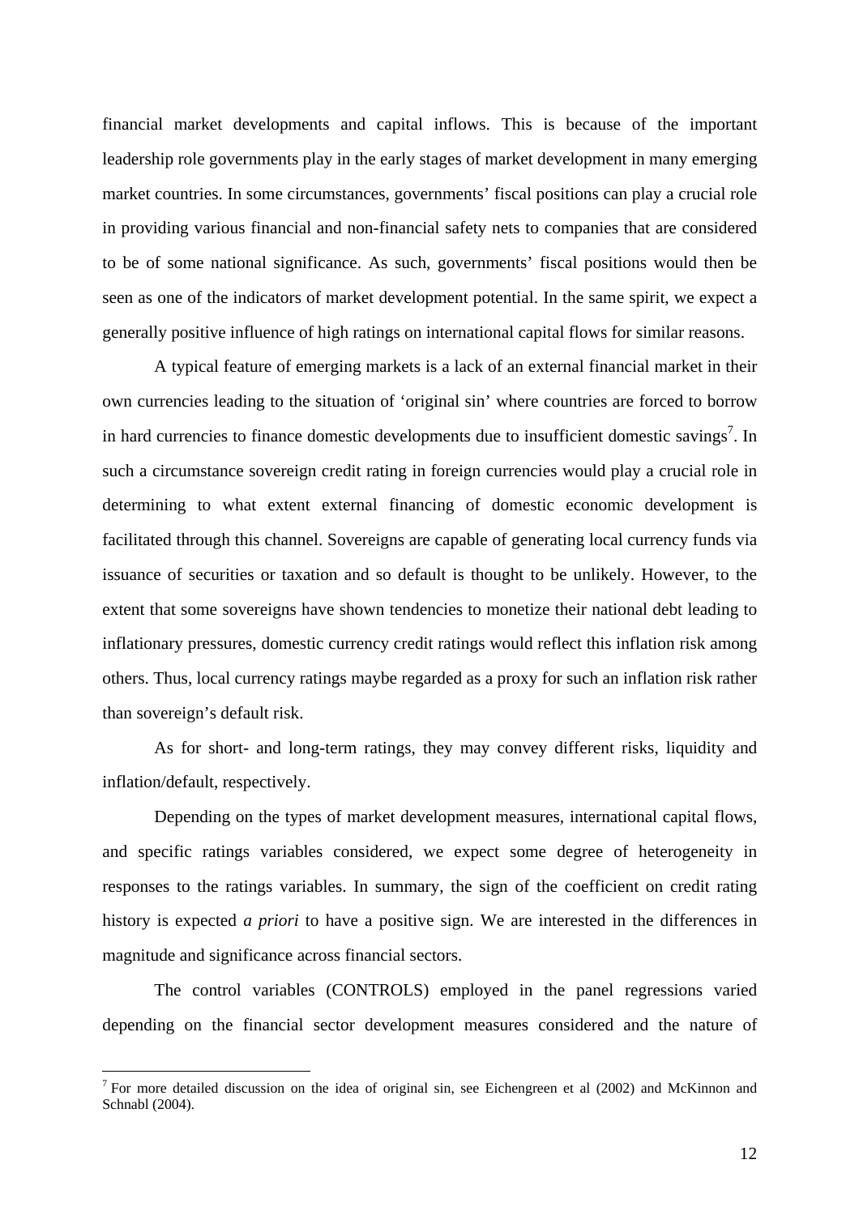financial market developments and capital inflows. This is because of the important leadership role governments play in the early stages of market development in many emerging market countries. In some circumstances, governments' fiscal positions can play a crucial role in providing various financial and non-financial safety nets to companies that are considered to be of some national significance. As such, governments' fiscal positions would then be seen as one of the indicators of market development potential. In the same spirit, we expect a generally positive influence of high ratings on international capital flows for similar reasons.

A typical feature of emerging markets is a lack of an external financial market in their own currencies leading to the situation of 'original sin' where countries are forced to borrow in hard currencies to finance domestic developments due to insufficient domestic savings[7]. In such a circumstance sovereign credit rating in foreign currencies would play a crucial role in determining to what extent external financing of domestic economic development is facilitated through this channel. Sovereigns are capable of generating local currency funds via issuance of securities or taxation and so default is thought to be unlikely. However, to the extent that some sovereigns have shown tendencies to monetize their national debt leading to inflationary pressures, domestic currency credit ratings would reflect this inflation risk among others. Thus, local currency ratings maybe regarded as a proxy for such an inflation risk rather than sovereign's default risk.

As for short- and long-term ratings, they may convey different risks, liquidity and inflation/default, respectively.

Depending on the types of market development measures, international capital flows, and specific ratings variables considered, we expect some degree of heterogeneity in responses to the ratings variables. In summary, the sign of the coefficient on credit rating history is expected *a priori* to have a positive sign. We are interested in the differences in magnitude and significance across financial sectors.

The control variables (CONTROLS) employed in the panel regressions varied depending on the financial sector development measures considered and the nature of

[7] For more detailed discussion on the idea of original sin, see Eichengreen et al (2002) and McKinnon and Schnabl (2004).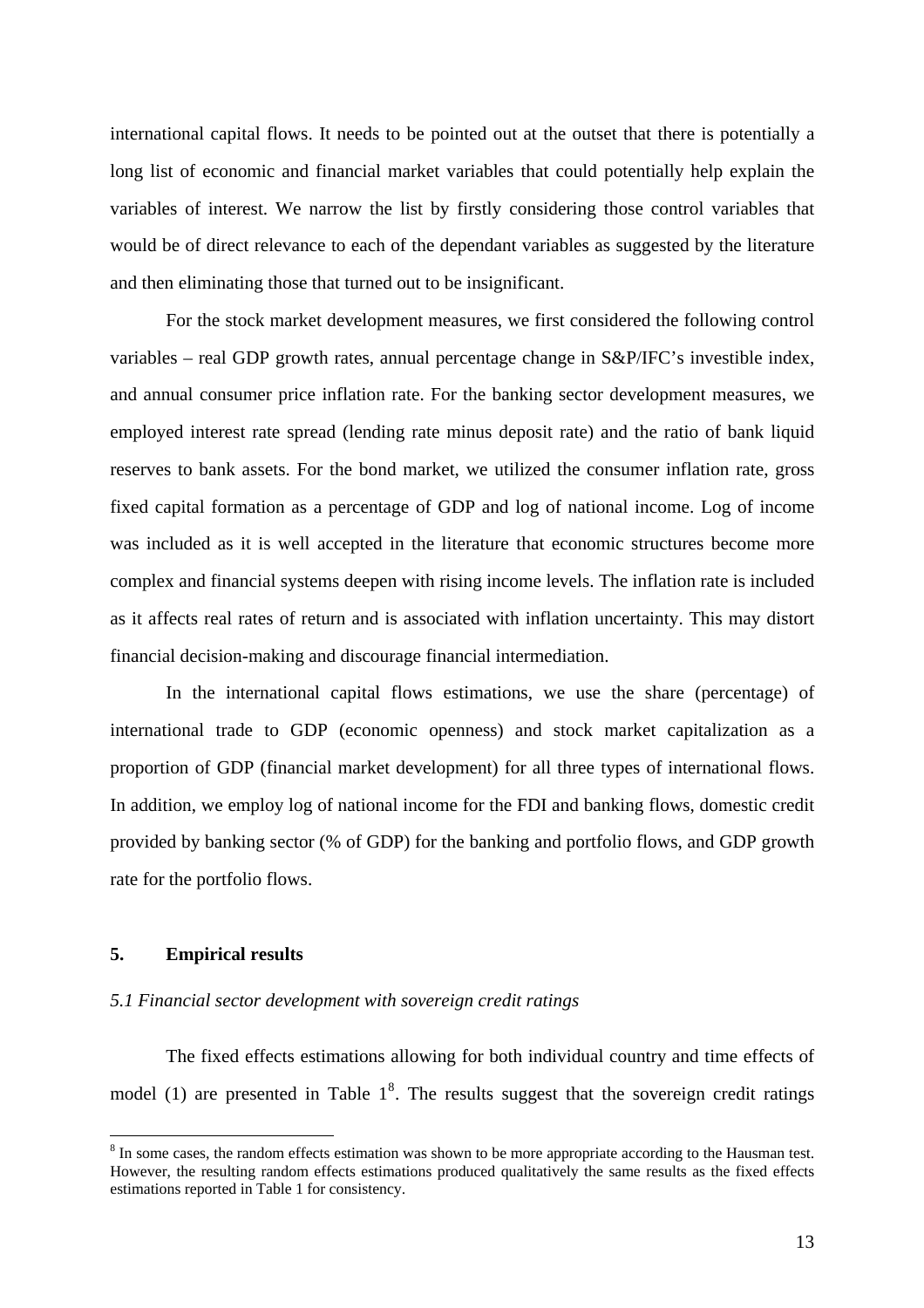international capital flows. It needs to be pointed out at the outset that there is potentially a long list of economic and financial market variables that could potentially help explain the variables of interest. We narrow the list by firstly considering those control variables that would be of direct relevance to each of the dependant variables as suggested by the literature and then eliminating those that turned out to be insignificant.

For the stock market development measures, we first considered the following control variables – real GDP growth rates, annual percentage change in S&P/IFC's investible index, and annual consumer price inflation rate. For the banking sector development measures, we employed interest rate spread (lending rate minus deposit rate) and the ratio of bank liquid reserves to bank assets. For the bond market, we utilized the consumer inflation rate, gross fixed capital formation as a percentage of GDP and log of national income. Log of income was included as it is well accepted in the literature that economic structures become more complex and financial systems deepen with rising income levels. The inflation rate is included as it affects real rates of return and is associated with inflation uncertainty. This may distort financial decision-making and discourage financial intermediation.

In the international capital flows estimations, we use the share (percentage) of international trade to GDP (economic openness) and stock market capitalization as a proportion of GDP (financial market development) for all three types of international flows. In addition, we employ log of national income for the FDI and banking flows, domestic credit provided by banking sector (% of GDP) for the banking and portfolio flows, and GDP growth rate for the portfolio flows.

## 5. Empirical results

### *5.1 Financial sector development with sovereign credit ratings*

The fixed effects estimations allowing for both individual country and time effects of model (1) are presented in Table 1[8]. The results suggest that the sovereign credit ratings

[8] In some cases, the random effects estimation was shown to be more appropriate according to the Hausman test. However, the resulting random effects estimations produced qualitatively the same results as the fixed effects estimations reported in Table 1 for consistency.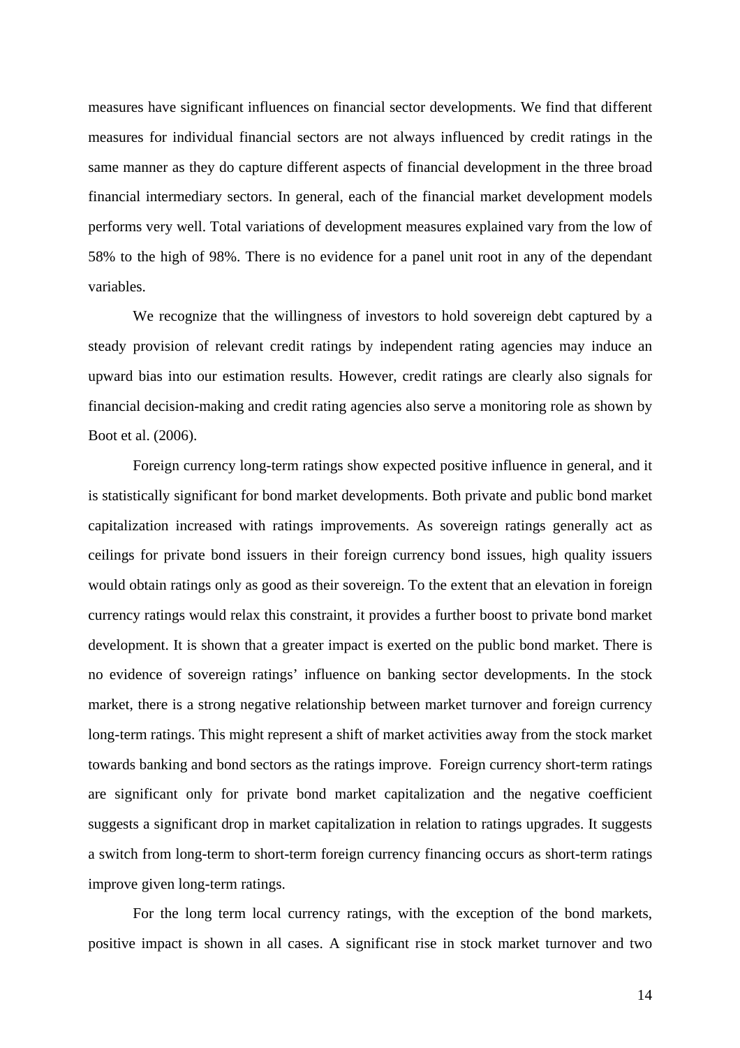measures have significant influences on financial sector developments. We find that different measures for individual financial sectors are not always influenced by credit ratings in the same manner as they do capture different aspects of financial development in the three broad financial intermediary sectors. In general, each of the financial market development models performs very well. Total variations of development measures explained vary from the low of 58% to the high of 98%. There is no evidence for a panel unit root in any of the dependant variables.

We recognize that the willingness of investors to hold sovereign debt captured by a steady provision of relevant credit ratings by independent rating agencies may induce an upward bias into our estimation results. However, credit ratings are clearly also signals for financial decision-making and credit rating agencies also serve a monitoring role as shown by Boot et al. (2006).

Foreign currency long-term ratings show expected positive influence in general, and it is statistically significant for bond market developments. Both private and public bond market capitalization increased with ratings improvements. As sovereign ratings generally act as ceilings for private bond issuers in their foreign currency bond issues, high quality issuers would obtain ratings only as good as their sovereign. To the extent that an elevation in foreign currency ratings would relax this constraint, it provides a further boost to private bond market development. It is shown that a greater impact is exerted on the public bond market. There is no evidence of sovereign ratings' influence on banking sector developments. In the stock market, there is a strong negative relationship between market turnover and foreign currency long-term ratings. This might represent a shift of market activities away from the stock market towards banking and bond sectors as the ratings improve. Foreign currency short-term ratings are significant only for private bond market capitalization and the negative coefficient suggests a significant drop in market capitalization in relation to ratings upgrades. It suggests a switch from long-term to short-term foreign currency financing occurs as short-term ratings improve given long-term ratings.

For the long term local currency ratings, with the exception of the bond markets, positive impact is shown in all cases. A significant rise in stock market turnover and two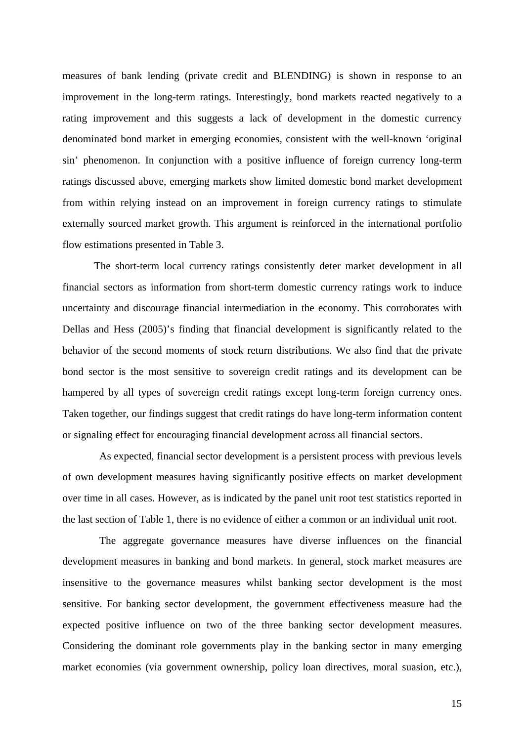measures of bank lending (private credit and BLENDING) is shown in response to an improvement in the long-term ratings. Interestingly, bond markets reacted negatively to a rating improvement and this suggests a lack of development in the domestic currency denominated bond market in emerging economies, consistent with the well-known 'original sin' phenomenon. In conjunction with a positive influence of foreign currency long-term ratings discussed above, emerging markets show limited domestic bond market development from within relying instead on an improvement in foreign currency ratings to stimulate externally sourced market growth. This argument is reinforced in the international portfolio flow estimations presented in Table 3.

The short-term local currency ratings consistently deter market development in all financial sectors as information from short-term domestic currency ratings work to induce uncertainty and discourage financial intermediation in the economy. This corroborates with Dellas and Hess (2005)'s finding that financial development is significantly related to the behavior of the second moments of stock return distributions. We also find that the private bond sector is the most sensitive to sovereign credit ratings and its development can be hampered by all types of sovereign credit ratings except long-term foreign currency ones. Taken together, our findings suggest that credit ratings do have long-term information content or signaling effect for encouraging financial development across all financial sectors.

As expected, financial sector development is a persistent process with previous levels of own development measures having significantly positive effects on market development over time in all cases. However, as is indicated by the panel unit root test statistics reported in the last section of Table 1, there is no evidence of either a common or an individual unit root.

The aggregate governance measures have diverse influences on the financial development measures in banking and bond markets. In general, stock market measures are insensitive to the governance measures whilst banking sector development is the most sensitive. For banking sector development, the government effectiveness measure had the expected positive influence on two of the three banking sector development measures. Considering the dominant role governments play in the banking sector in many emerging market economies (via government ownership, policy loan directives, moral suasion, etc.),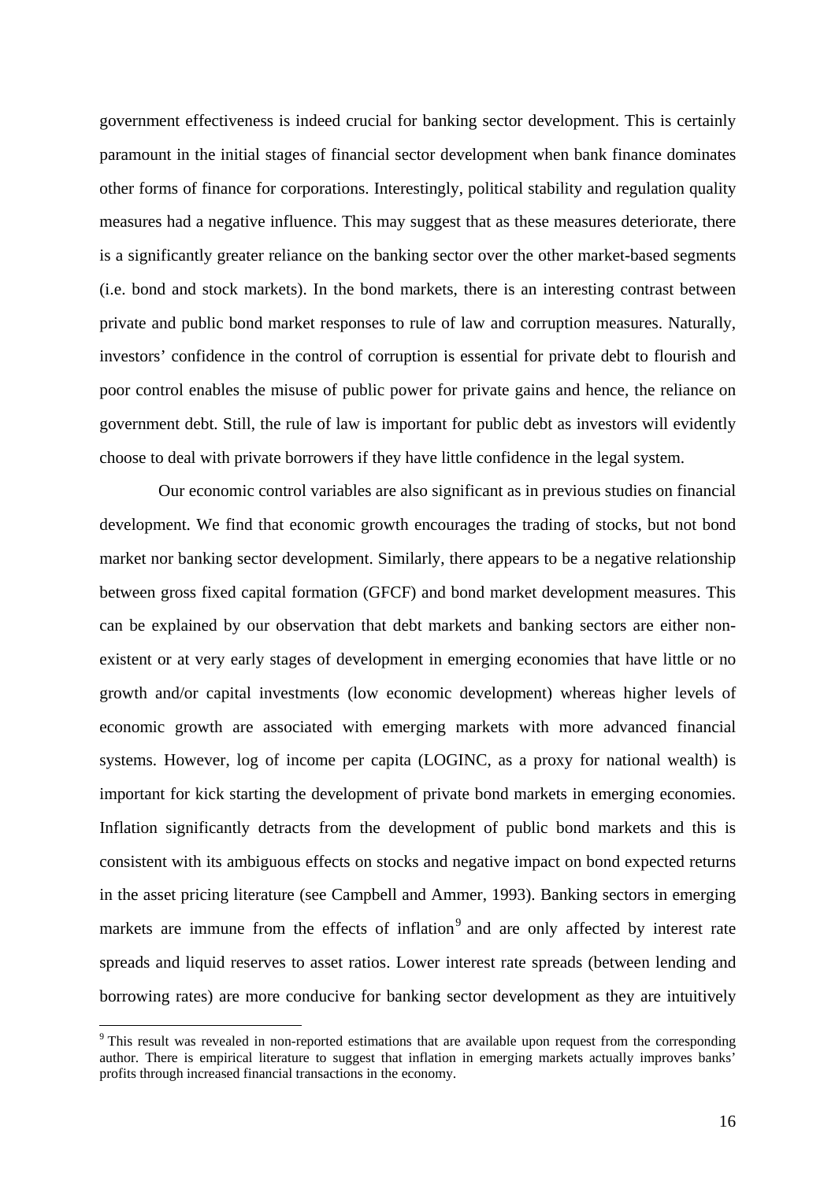government effectiveness is indeed crucial for banking sector development. This is certainly paramount in the initial stages of financial sector development when bank finance dominates other forms of finance for corporations. Interestingly, political stability and regulation quality measures had a negative influence. This may suggest that as these measures deteriorate, there is a significantly greater reliance on the banking sector over the other market-based segments (i.e. bond and stock markets). In the bond markets, there is an interesting contrast between private and public bond market responses to rule of law and corruption measures. Naturally, investors' confidence in the control of corruption is essential for private debt to flourish and poor control enables the misuse of public power for private gains and hence, the reliance on government debt. Still, the rule of law is important for public debt as investors will evidently choose to deal with private borrowers if they have little confidence in the legal system.

Our economic control variables are also significant as in previous studies on financial development. We find that economic growth encourages the trading of stocks, but not bond market nor banking sector development. Similarly, there appears to be a negative relationship between gross fixed capital formation (GFCF) and bond market development measures. This can be explained by our observation that debt markets and banking sectors are either non-existent or at very early stages of development in emerging economies that have little or no growth and/or capital investments (low economic development) whereas higher levels of economic growth are associated with emerging markets with more advanced financial systems. However, log of income per capita (LOGINC, as a proxy for national wealth) is important for kick starting the development of private bond markets in emerging economies. Inflation significantly detracts from the development of public bond markets and this is consistent with its ambiguous effects on stocks and negative impact on bond expected returns in the asset pricing literature (see Campbell and Ammer, 1993). Banking sectors in emerging markets are immune from the effects of inflation[9] and are only affected by interest rate spreads and liquid reserves to asset ratios. Lower interest rate spreads (between lending and borrowing rates) are more conducive for banking sector development as they are intuitively

[9] This result was revealed in non-reported estimations that are available upon request from the corresponding author. There is empirical literature to suggest that inflation in emerging markets actually improves banks' profits through increased financial transactions in the economy.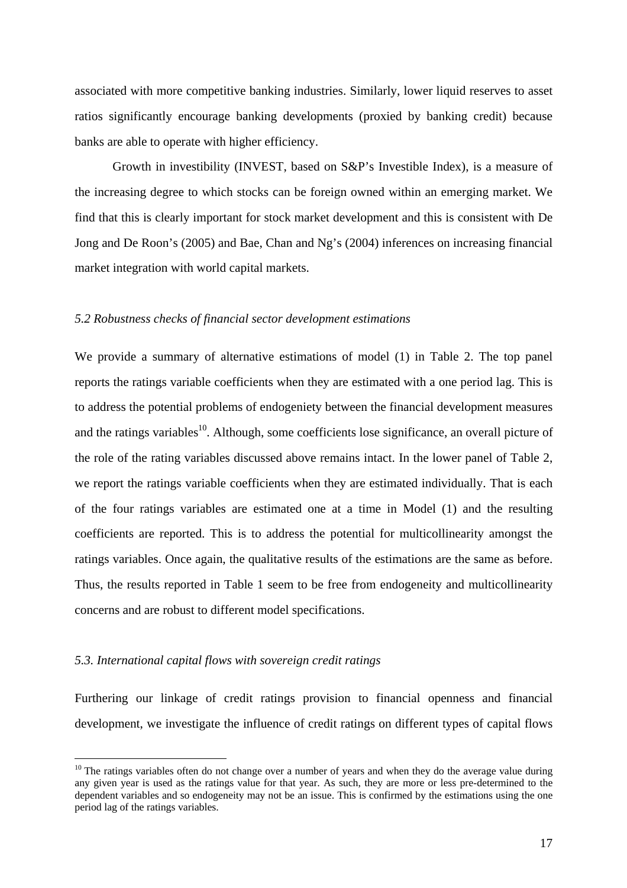associated with more competitive banking industries. Similarly, lower liquid reserves to asset ratios significantly encourage banking developments (proxied by banking credit) because banks are able to operate with higher efficiency.

Growth in investibility (INVEST, based on S&P's Investible Index), is a measure of the increasing degree to which stocks can be foreign owned within an emerging market. We find that this is clearly important for stock market development and this is consistent with De Jong and De Roon's (2005) and Bae, Chan and Ng's (2004) inferences on increasing financial market integration with world capital markets.

### *5.2 Robustness checks of financial sector development estimations*

We provide a summary of alternative estimations of model (1) in Table 2. The top panel reports the ratings variable coefficients when they are estimated with a one period lag. This is to address the potential problems of endogeniety between the financial development measures and the ratings variables[10]. Although, some coefficients lose significance, an overall picture of the role of the rating variables discussed above remains intact. In the lower panel of Table 2, we report the ratings variable coefficients when they are estimated individually. That is each of the four ratings variables are estimated one at a time in Model (1) and the resulting coefficients are reported. This is to address the potential for multicollinearity amongst the ratings variables. Once again, the qualitative results of the estimations are the same as before. Thus, the results reported in Table 1 seem to be free from endogeneity and multicollinearity concerns and are robust to different model specifications.

### *5.3. International capital flows with sovereign credit ratings*

Furthering our linkage of credit ratings provision to financial openness and financial development, we investigate the influence of credit ratings on different types of capital flows

[10] The ratings variables often do not change over a number of years and when they do the average value during any given year is used as the ratings value for that year. As such, they are more or less pre-determined to the dependent variables and so endogeneity may not be an issue. This is confirmed by the estimations using the one period lag of the ratings variables.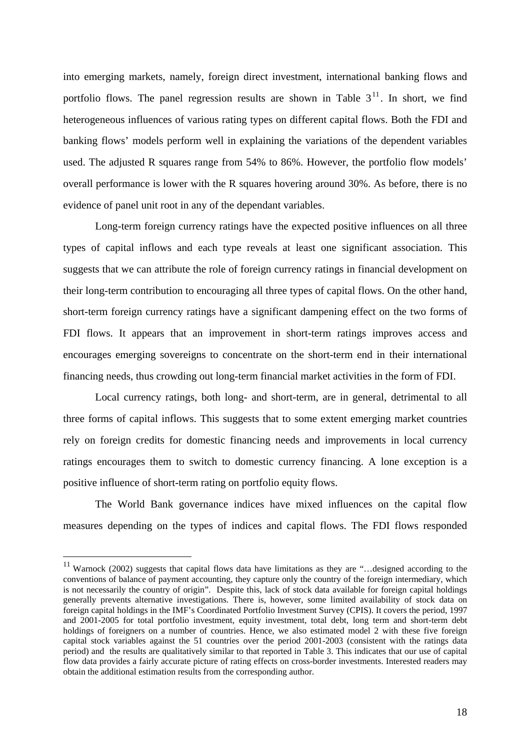into emerging markets, namely, foreign direct investment, international banking flows and portfolio flows. The panel regression results are shown in Table 3[11]. In short, we find heterogeneous influences of various rating types on different capital flows. Both the FDI and banking flows' models perform well in explaining the variations of the dependent variables used. The adjusted R squares range from 54% to 86%. However, the portfolio flow models' overall performance is lower with the R squares hovering around 30%. As before, there is no evidence of panel unit root in any of the dependant variables.

Long-term foreign currency ratings have the expected positive influences on all three types of capital inflows and each type reveals at least one significant association. This suggests that we can attribute the role of foreign currency ratings in financial development on their long-term contribution to encouraging all three types of capital flows. On the other hand, short-term foreign currency ratings have a significant dampening effect on the two forms of FDI flows. It appears that an improvement in short-term ratings improves access and encourages emerging sovereigns to concentrate on the short-term end in their international financing needs, thus crowding out long-term financial market activities in the form of FDI.

Local currency ratings, both long- and short-term, are in general, detrimental to all three forms of capital inflows. This suggests that to some extent emerging market countries rely on foreign credits for domestic financing needs and improvements in local currency ratings encourages them to switch to domestic currency financing. A lone exception is a positive influence of short-term rating on portfolio equity flows.

The World Bank governance indices have mixed influences on the capital flow measures depending on the types of indices and capital flows. The FDI flows responded

---

[11] Warnock (2002) suggests that capital flows data have limitations as they are "…designed according to the conventions of balance of payment accounting, they capture only the country of the foreign intermediary, which is not necessarily the country of origin". Despite this, lack of stock data available for foreign capital holdings generally prevents alternative investigations. There is, however, some limited availability of stock data on foreign capital holdings in the IMF's Coordinated Portfolio Investment Survey (CPIS). It covers the period, 1997 and 2001-2005 for total portfolio investment, equity investment, total debt, long term and short-term debt holdings of foreigners on a number of countries. Hence, we also estimated model 2 with these five foreign capital stock variables against the 51 countries over the period 2001-2003 (consistent with the ratings data period) and the results are qualitatively similar to that reported in Table 3. This indicates that our use of capital flow data provides a fairly accurate picture of rating effects on cross-border investments. Interested readers may obtain the additional estimation results from the corresponding author.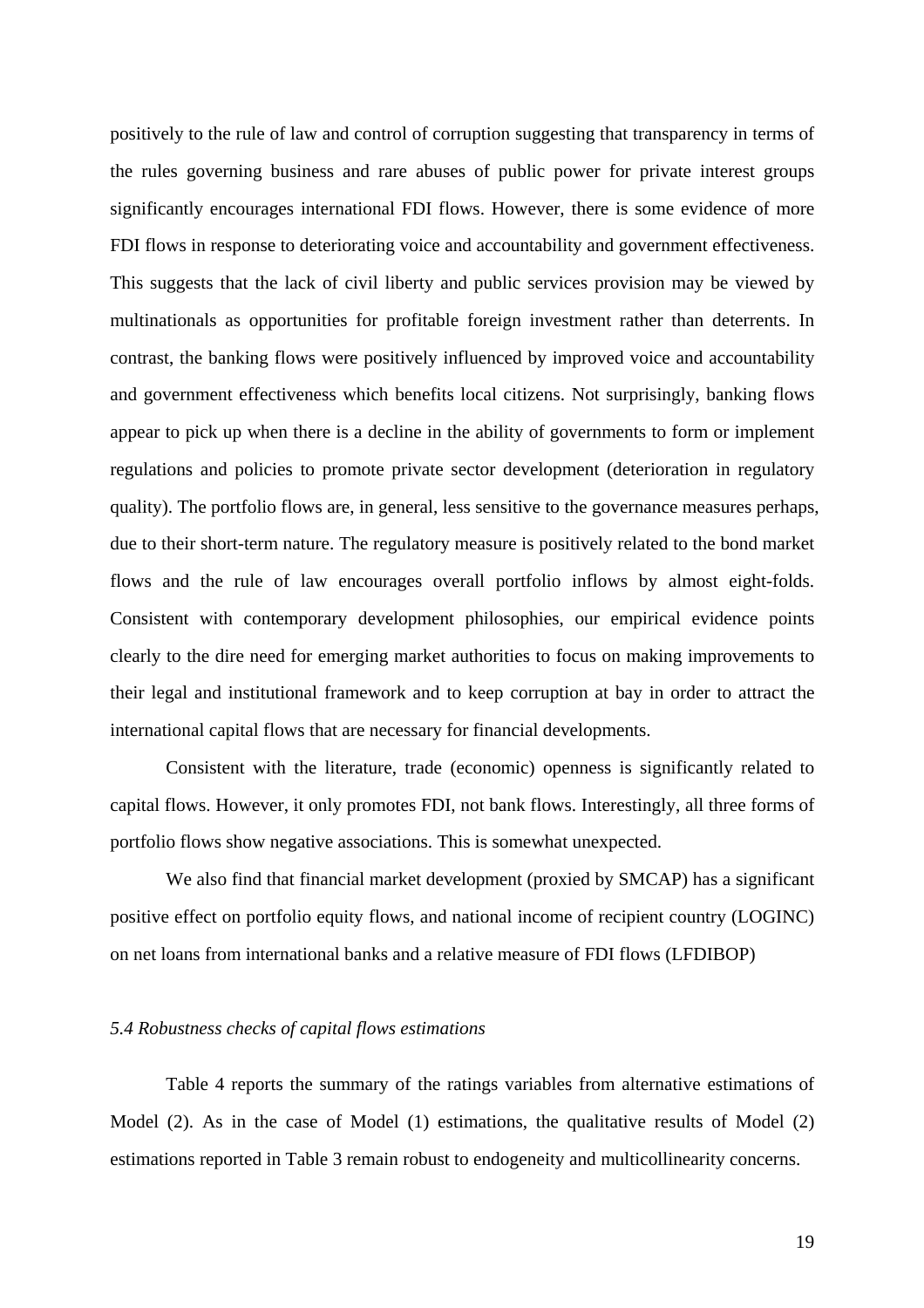positively to the rule of law and control of corruption suggesting that transparency in terms of the rules governing business and rare abuses of public power for private interest groups significantly encourages international FDI flows. However, there is some evidence of more FDI flows in response to deteriorating voice and accountability and government effectiveness. This suggests that the lack of civil liberty and public services provision may be viewed by multinationals as opportunities for profitable foreign investment rather than deterrents. In contrast, the banking flows were positively influenced by improved voice and accountability and government effectiveness which benefits local citizens. Not surprisingly, banking flows appear to pick up when there is a decline in the ability of governments to form or implement regulations and policies to promote private sector development (deterioration in regulatory quality). The portfolio flows are, in general, less sensitive to the governance measures perhaps, due to their short-term nature. The regulatory measure is positively related to the bond market flows and the rule of law encourages overall portfolio inflows by almost eight-folds. Consistent with contemporary development philosophies, our empirical evidence points clearly to the dire need for emerging market authorities to focus on making improvements to their legal and institutional framework and to keep corruption at bay in order to attract the international capital flows that are necessary for financial developments.

Consistent with the literature, trade (economic) openness is significantly related to capital flows. However, it only promotes FDI, not bank flows. Interestingly, all three forms of portfolio flows show negative associations. This is somewhat unexpected.

We also find that financial market development (proxied by SMCAP) has a significant positive effect on portfolio equity flows, and national income of recipient country (LOGINC) on net loans from international banks and a relative measure of FDI flows (LFDIBOP)

*5.4 Robustness checks of capital flows estimations*

Table 4 reports the summary of the ratings variables from alternative estimations of Model (2). As in the case of Model (1) estimations, the qualitative results of Model (2) estimations reported in Table 3 remain robust to endogeneity and multicollinearity concerns.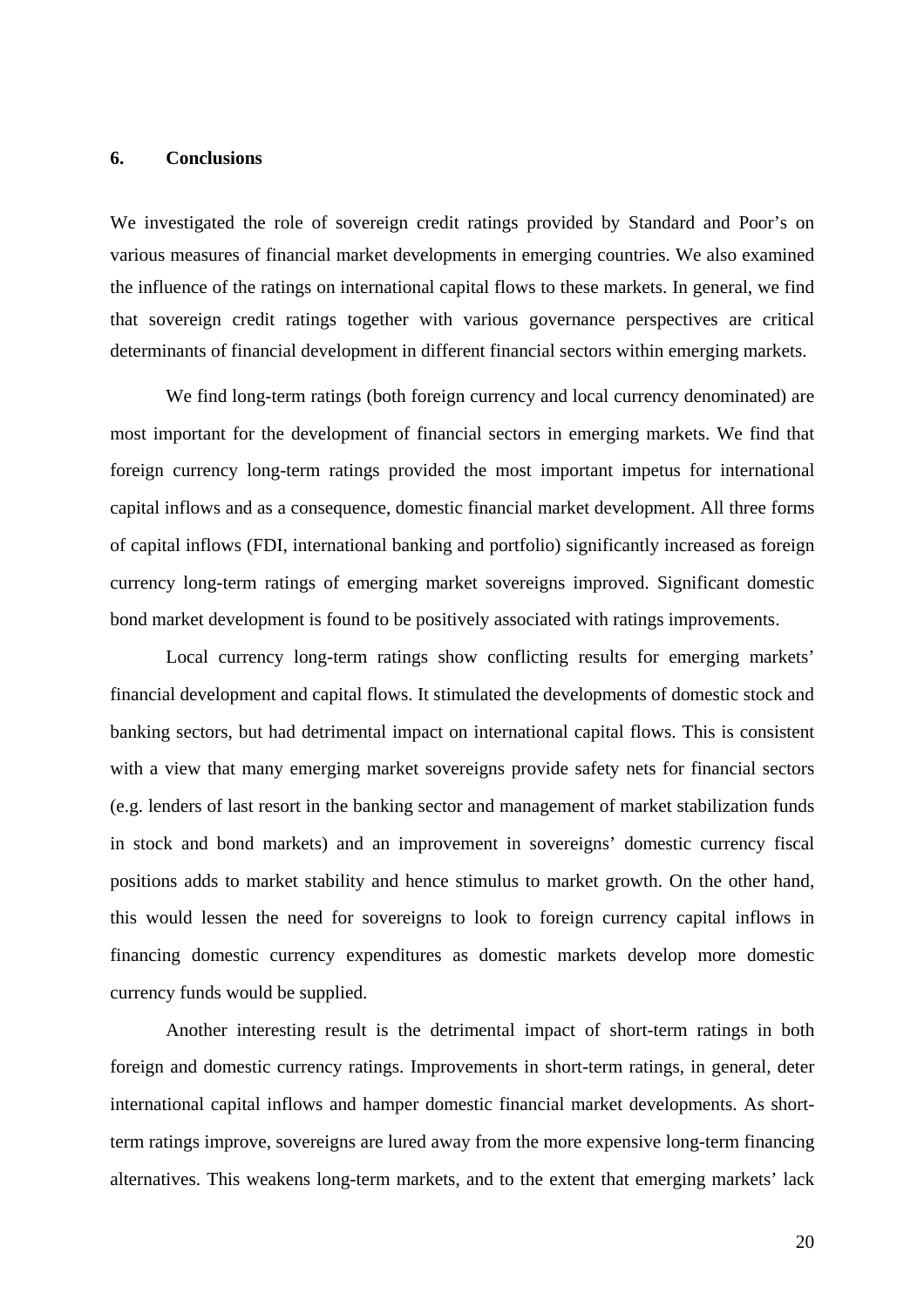## 6. Conclusions

We investigated the role of sovereign credit ratings provided by Standard and Poor's on various measures of financial market developments in emerging countries. We also examined the influence of the ratings on international capital flows to these markets. In general, we find that sovereign credit ratings together with various governance perspectives are critical determinants of financial development in different financial sectors within emerging markets.

We find long-term ratings (both foreign currency and local currency denominated) are most important for the development of financial sectors in emerging markets. We find that foreign currency long-term ratings provided the most important impetus for international capital inflows and as a consequence, domestic financial market development. All three forms of capital inflows (FDI, international banking and portfolio) significantly increased as foreign currency long-term ratings of emerging market sovereigns improved. Significant domestic bond market development is found to be positively associated with ratings improvements.

Local currency long-term ratings show conflicting results for emerging markets' financial development and capital flows. It stimulated the developments of domestic stock and banking sectors, but had detrimental impact on international capital flows. This is consistent with a view that many emerging market sovereigns provide safety nets for financial sectors (e.g. lenders of last resort in the banking sector and management of market stabilization funds in stock and bond markets) and an improvement in sovereigns' domestic currency fiscal positions adds to market stability and hence stimulus to market growth. On the other hand, this would lessen the need for sovereigns to look to foreign currency capital inflows in financing domestic currency expenditures as domestic markets develop more domestic currency funds would be supplied.

Another interesting result is the detrimental impact of short-term ratings in both foreign and domestic currency ratings. Improvements in short-term ratings, in general, deter international capital inflows and hamper domestic financial market developments. As short-term ratings improve, sovereigns are lured away from the more expensive long-term financing alternatives. This weakens long-term markets, and to the extent that emerging markets' lack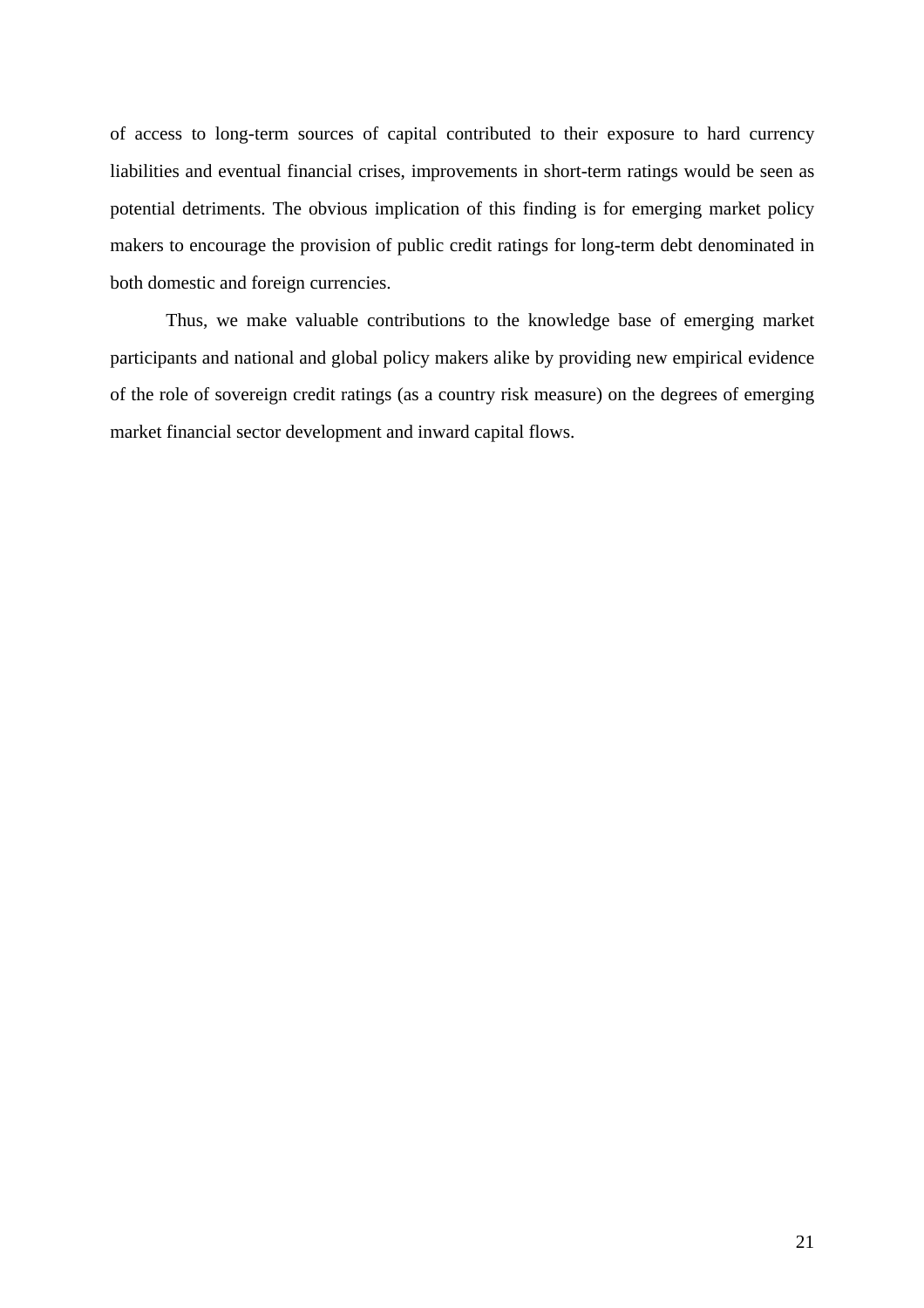of access to long-term sources of capital contributed to their exposure to hard currency liabilities and eventual financial crises, improvements in short-term ratings would be seen as potential detriments. The obvious implication of this finding is for emerging market policy makers to encourage the provision of public credit ratings for long-term debt denominated in both domestic and foreign currencies.

Thus, we make valuable contributions to the knowledge base of emerging market participants and national and global policy makers alike by providing new empirical evidence of the role of sovereign credit ratings (as a country risk measure) on the degrees of emerging market financial sector development and inward capital flows.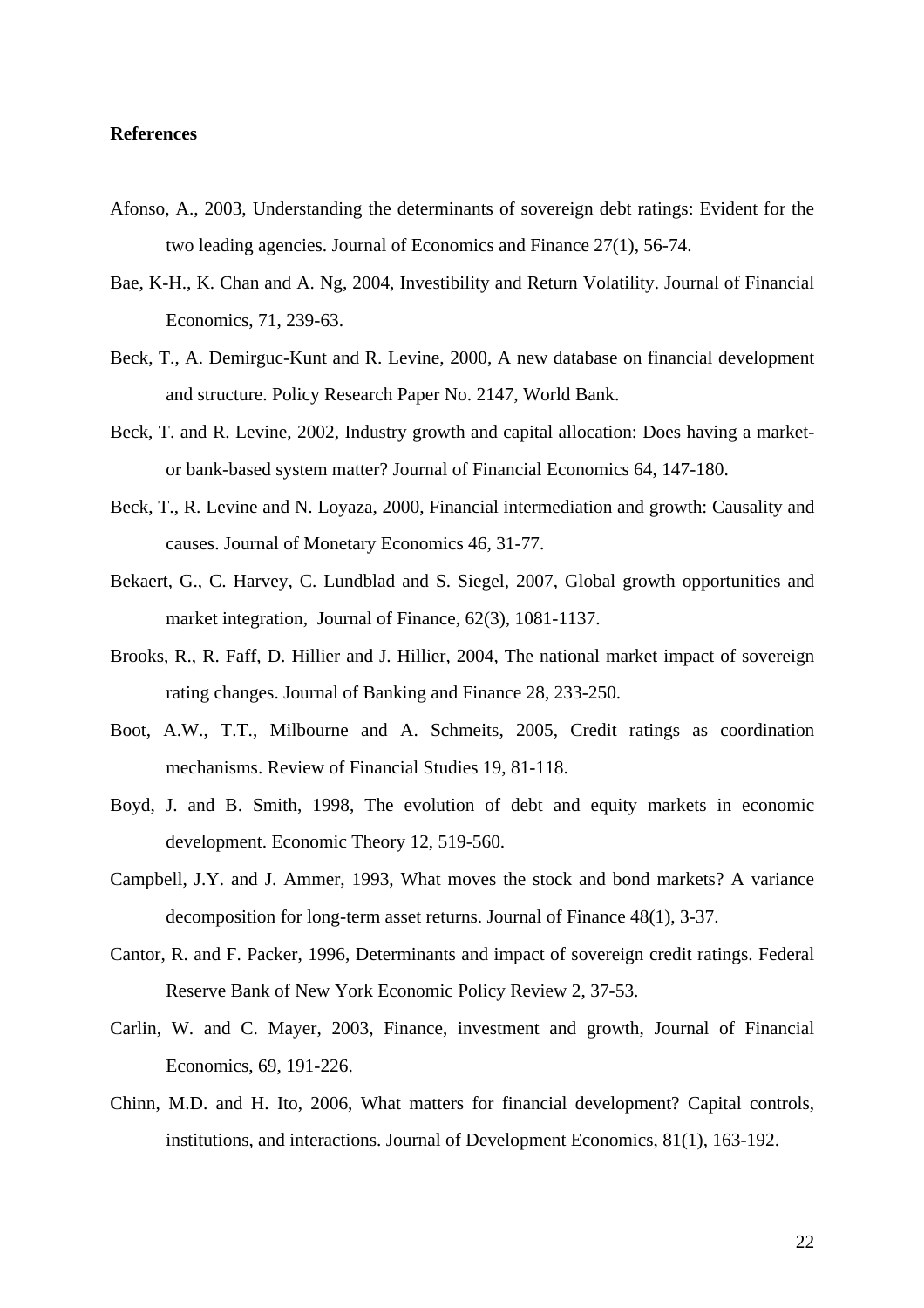**References**

Afonso, A., 2003, Understanding the determinants of sovereign debt ratings: Evident for the two leading agencies. Journal of Economics and Finance 27(1), 56-74.

Bae, K-H., K. Chan and A. Ng, 2004, Investibility and Return Volatility. Journal of Financial Economics, 71, 239-63.

Beck, T., A. Demirguc-Kunt and R. Levine, 2000, A new database on financial development and structure. Policy Research Paper No. 2147, World Bank.

Beck, T. and R. Levine, 2002, Industry growth and capital allocation: Does having a market- or bank-based system matter? Journal of Financial Economics 64, 147-180.

Beck, T., R. Levine and N. Loyaza, 2000, Financial intermediation and growth: Causality and causes. Journal of Monetary Economics 46, 31-77.

Bekaert, G., C. Harvey, C. Lundblad and S. Siegel, 2007, Global growth opportunities and market integration, Journal of Finance, 62(3), 1081-1137.

Brooks, R., R. Faff, D. Hillier and J. Hillier, 2004, The national market impact of sovereign rating changes. Journal of Banking and Finance 28, 233-250.

Boot, A.W., T.T., Milbourne and A. Schmeits, 2005, Credit ratings as coordination mechanisms. Review of Financial Studies 19, 81-118.

Boyd, J. and B. Smith, 1998, The evolution of debt and equity markets in economic development. Economic Theory 12, 519-560.

Campbell, J.Y. and J. Ammer, 1993, What moves the stock and bond markets? A variance decomposition for long-term asset returns. Journal of Finance 48(1), 3-37.

Cantor, R. and F. Packer, 1996, Determinants and impact of sovereign credit ratings. Federal Reserve Bank of New York Economic Policy Review 2, 37-53.

Carlin, W. and C. Mayer, 2003, Finance, investment and growth, Journal of Financial Economics, 69, 191-226.

Chinn, M.D. and H. Ito, 2006, What matters for financial development? Capital controls, institutions, and interactions. Journal of Development Economics, 81(1), 163-192.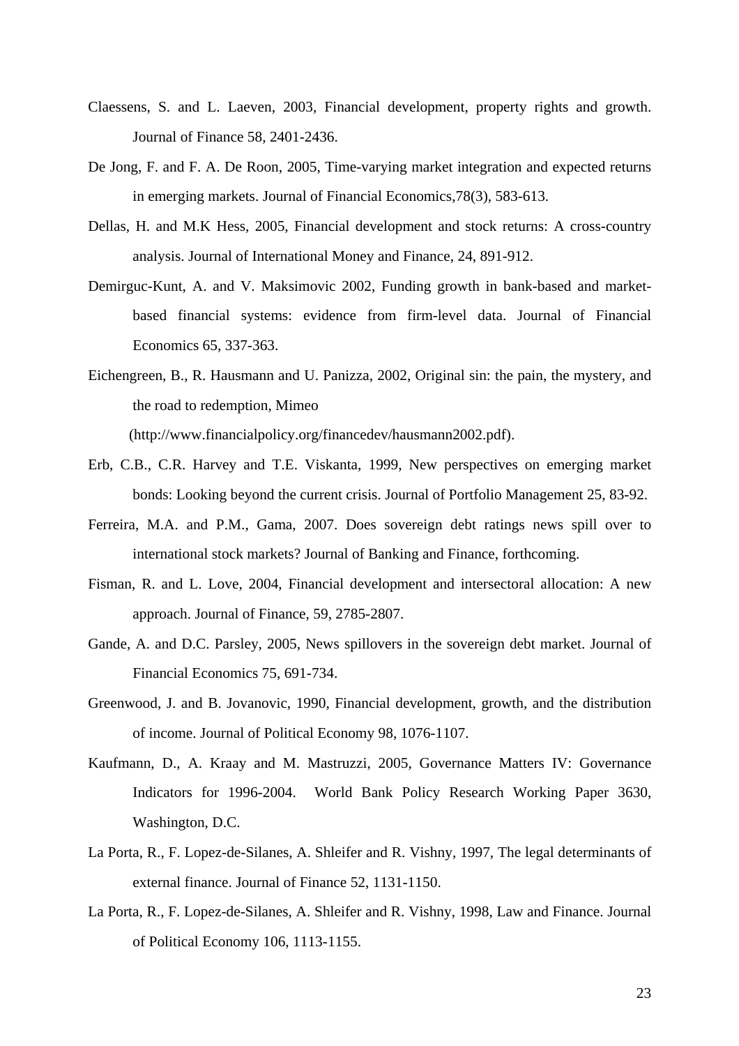Claessens, S. and L. Laeven, 2003, Financial development, property rights and growth. Journal of Finance 58, 2401-2436.

De Jong, F. and F. A. De Roon, 2005, Time-varying market integration and expected returns in emerging markets. Journal of Financial Economics,78(3), 583-613.

Dellas, H. and M.K Hess, 2005, Financial development and stock returns: A cross-country analysis. Journal of International Money and Finance, 24, 891-912.

Demirguc-Kunt, A. and V. Maksimovic 2002, Funding growth in bank-based and market-based financial systems: evidence from firm-level data. Journal of Financial Economics 65, 337-363.

Eichengreen, B., R. Hausmann and U. Panizza, 2002, Original sin: the pain, the mystery, and the road to redemption, Mimeo (http://www.financialpolicy.org/financedev/hausmann2002.pdf).

Erb, C.B., C.R. Harvey and T.E. Viskanta, 1999, New perspectives on emerging market bonds: Looking beyond the current crisis. Journal of Portfolio Management 25, 83-92.

Ferreira, M.A. and P.M., Gama, 2007. Does sovereign debt ratings news spill over to international stock markets? Journal of Banking and Finance, forthcoming.

Fisman, R. and L. Love, 2004, Financial development and intersectoral allocation: A new approach. Journal of Finance, 59, 2785-2807.

Gande, A. and D.C. Parsley, 2005, News spillovers in the sovereign debt market. Journal of Financial Economics 75, 691-734.

Greenwood, J. and B. Jovanovic, 1990, Financial development, growth, and the distribution of income. Journal of Political Economy 98, 1076-1107.

Kaufmann, D., A. Kraay and M. Mastruzzi, 2005, Governance Matters IV: Governance Indicators for 1996-2004. World Bank Policy Research Working Paper 3630, Washington, D.C.

La Porta, R., F. Lopez-de-Silanes, A. Shleifer and R. Vishny, 1997, The legal determinants of external finance. Journal of Finance 52, 1131-1150.

La Porta, R., F. Lopez-de-Silanes, A. Shleifer and R. Vishny, 1998, Law and Finance. Journal of Political Economy 106, 1113-1155.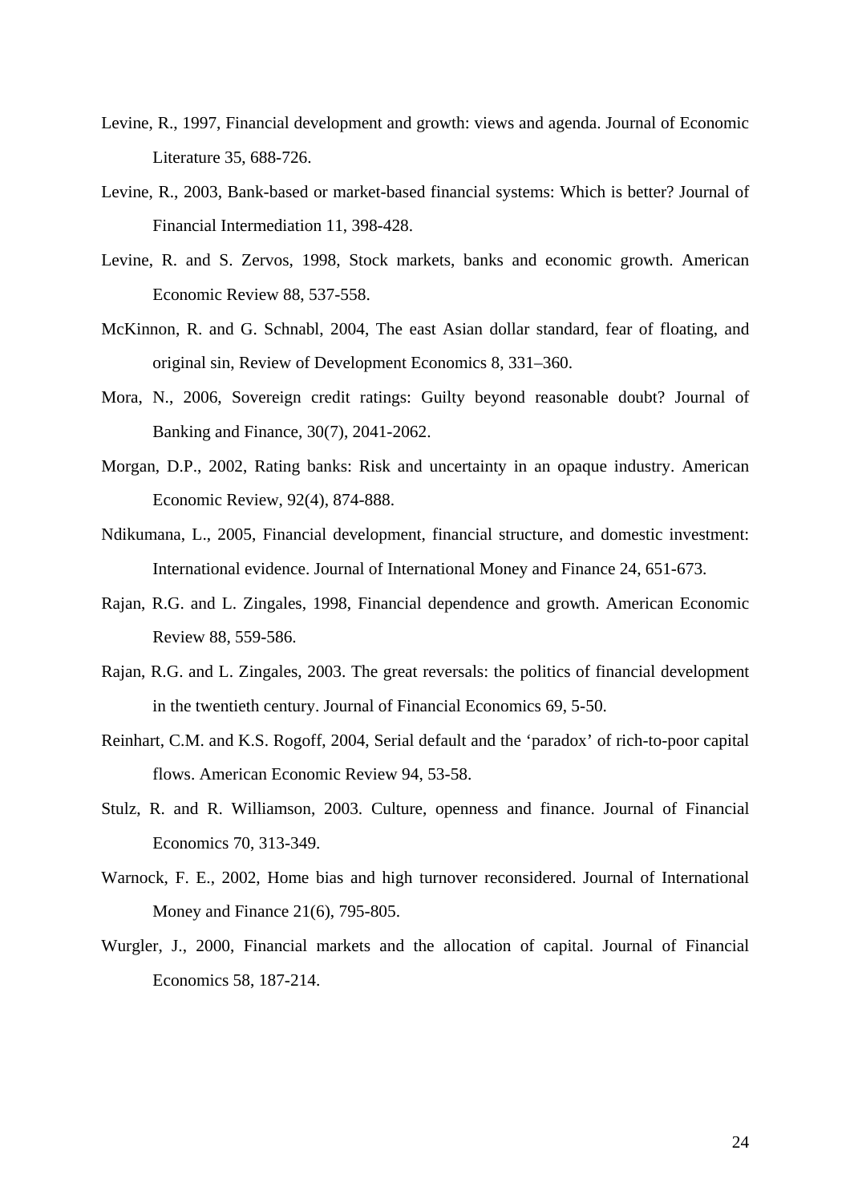Levine, R., 1997, Financial development and growth: views and agenda. Journal of Economic Literature 35, 688-726.

Levine, R., 2003, Bank-based or market-based financial systems: Which is better? Journal of Financial Intermediation 11, 398-428.

Levine, R. and S. Zervos, 1998, Stock markets, banks and economic growth. American Economic Review 88, 537-558.

McKinnon, R. and G. Schnabl, 2004, The east Asian dollar standard, fear of floating, and original sin, Review of Development Economics 8, 331–360.

Mora, N., 2006, Sovereign credit ratings: Guilty beyond reasonable doubt? Journal of Banking and Finance, 30(7), 2041-2062.

Morgan, D.P., 2002, Rating banks: Risk and uncertainty in an opaque industry. American Economic Review, 92(4), 874-888.

Ndikumana, L., 2005, Financial development, financial structure, and domestic investment: International evidence. Journal of International Money and Finance 24, 651-673.

Rajan, R.G. and L. Zingales, 1998, Financial dependence and growth. American Economic Review 88, 559-586.

Rajan, R.G. and L. Zingales, 2003. The great reversals: the politics of financial development in the twentieth century. Journal of Financial Economics 69, 5-50.

Reinhart, C.M. and K.S. Rogoff, 2004, Serial default and the 'paradox' of rich-to-poor capital flows. American Economic Review 94, 53-58.

Stulz, R. and R. Williamson, 2003. Culture, openness and finance. Journal of Financial Economics 70, 313-349.

Warnock, F. E., 2002, Home bias and high turnover reconsidered. Journal of International Money and Finance 21(6), 795-805.

Wurgler, J., 2000, Financial markets and the allocation of capital. Journal of Financial Economics 58, 187-214.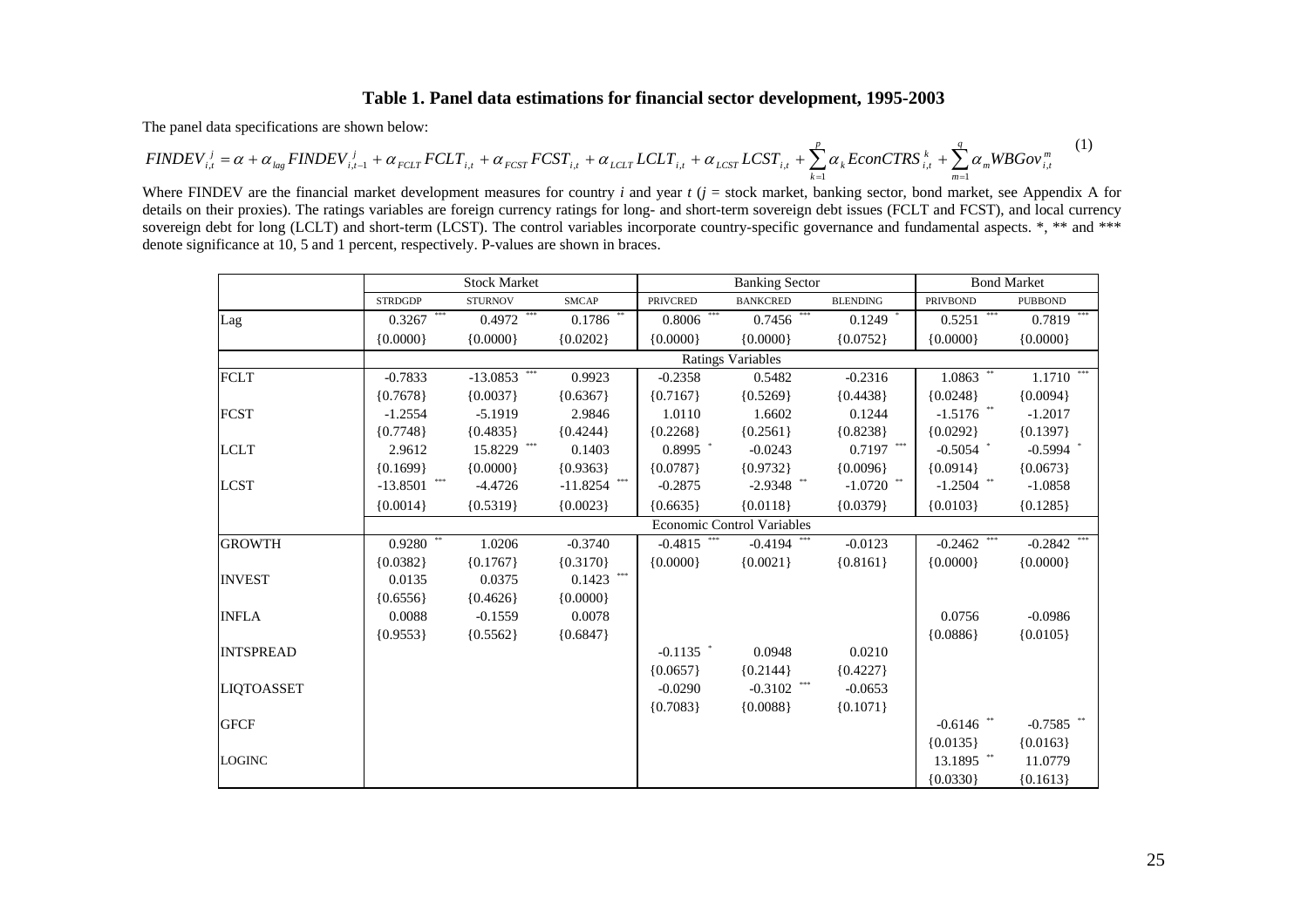### Table 1. Panel data estimations for financial sector development, 1995-2003

The panel data specifications are shown below:

$$FINDEV_{i,t}^{j} = \alpha + \alpha_{lag} FINDEV_{i,t-1}^{j} + \alpha_{FCLT} FCLT_{i,t} + \alpha_{FCST} FCST_{i,t} + \alpha_{LCLT} LCLT_{i,t} + \alpha_{LCST} LCST_{i,t} + \sum_{k=1}^{p} \alpha_k EconCTRS_{i,t}^{k} + \sum_{m=1}^{q} \alpha_m WBGov_{i,t}^{m} \quad (1)$$

Where FINDEV are the financial market development measures for country *i* and year *t* (*j* = stock market, banking sector, bond market, see Appendix A for details on their proxies). The ratings variables are foreign currency ratings for long- and short-term sovereign debt issues (FCLT and FCST), and local currency sovereign debt for long (LCLT) and short-term (LCST). The control variables incorporate country-specific governance and fundamental aspects. *, ** and *** denote significance at 10, 5 and 1 percent, respectively. P-values are shown in braces.

| | Stock Market | | | Banking Sector | | | Bond Market | |
|---|---|---|---|---|---|---|---|---|
| | STRDGDP | STURNOV | SMCAP | PRIVCRED | BANKCRED | BLENDING | PRIVBOND | PUBBOND |
| Lag | 0.3267 *** | 0.4972 *** | 0.1786 ** | 0.8006 *** | 0.7456 *** | 0.1249 * | 0.5251 *** | 0.7819 *** |
| | {0.0000} | {0.0000} | {0.0202} | {0.0000} | {0.0000} | {0.0752} | {0.0000} | {0.0000} |
| | Ratings Variables | | | | | | | |
| FCLT | -0.7833 | -13.0853 *** | 0.9923 | -0.2358 | 0.5482 | -0.2316 | 1.0863 ** | 1.1710 *** |
| | {0.7678} | {0.0037} | {0.6367} | {0.7167} | {0.5269} | {0.4438} | {0.0248} | {0.0094} |
| FCST | -1.2554 | -5.1919 | 2.9846 | 1.0110 | 1.6602 | 0.1244 | -1.5176 ** | -1.2017 |
| | {0.7748} | {0.4835} | {0.4244} | {0.2268} | {0.2561} | {0.8238} | {0.0292} | {0.1397} |
| LCLT | 2.9612 | 15.8229 *** | 0.1403 | 0.8995 * | -0.0243 | 0.7197 *** | -0.5054 * | -0.5994 * |
| | {0.1699} | {0.0000} | {0.9363} | {0.0787} | {0.9732} | {0.0096} | {0.0914} | {0.0673} |
| LCST | -13.8501 *** | -4.4726 | -11.8254 *** | -0.2875 | -2.9348 ** | -1.0720 ** | -1.2504 ** | -1.0858 |
| | {0.0014} | {0.5319} | {0.0023} | {0.6635} | {0.0118} | {0.0379} | {0.0103} | {0.1285} |
| | Economic Control Variables | | | | | | | |
| GROWTH | 0.9280 ** | 1.0206 | -0.3740 | -0.4815 *** | -0.4194 *** | -0.0123 | -0.2462 *** | -0.2842 *** |
| | {0.0382} | {0.1767} | {0.3170} | {0.0000} | {0.0021} | {0.8161} | {0.0000} | {0.0000} |
| INVEST | 0.0135 | 0.0375 | 0.1423 *** | | | | | |
| | {0.6556} | {0.4626} | {0.0000} | | | | | |
| INFLA | 0.0088 | -0.1559 | 0.0078 | | | | 0.0756 | -0.0986 |
| | {0.9553} | {0.5562} | {0.6847} | | | | {0.0886} | {0.0105} |
| INTSPREAD | | | | -0.1135 * | 0.0948 | 0.0210 | | |
| | | | | {0.0657} | {0.2144} | {0.4227} | | |
| LIQTOASSET | | | | -0.0290 | -0.3102 *** | -0.0653 | | |
| | | | | {0.7083} | {0.0088} | {0.1071} | | |
| GFCF | | | | | | | -0.6146 ** | -0.7585 ** |
| | | | | | | | {0.0135} | {0.0163} |
| LOGINC | | | | | | | 13.1895 ** | 11.0779 |
| | | | | | | | {0.0330} | {0.1613} |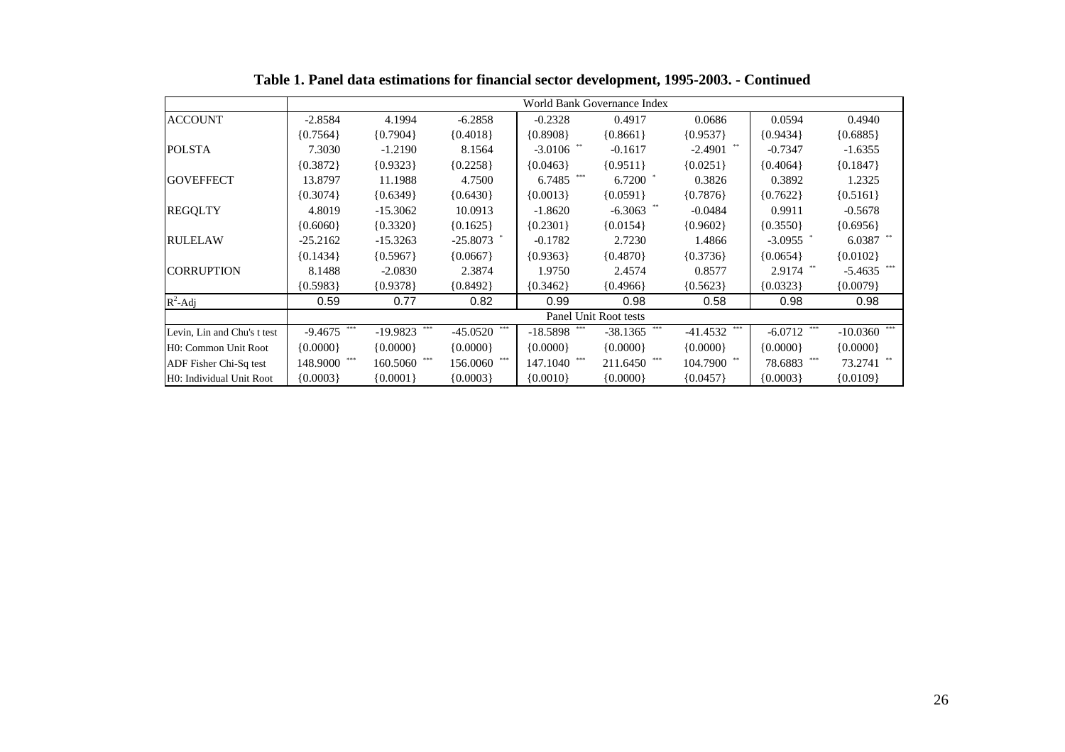**Table 1. Panel data estimations for financial sector development, 1995-2003. - Continued**

| | World Bank Governance Index | | | | | | | |
|---|---|---|---|---|---|---|---|---|
| ACCOUNT | -2.8584 | 4.1994 | -6.2858 | -0.2328 | 0.4917 | 0.0686 | 0.0594 | 0.4940 |
| | {0.7564} | {0.7904} | {0.4018} | {0.8908} | {0.8661} | {0.9537} | {0.9434} | {0.6885} |
| POLSTA | 7.3030 | -1.2190 | 8.1564 | -3.0106 ** | -0.1617 | -2.4901 ** | -0.7347 | -1.6355 |
| | {0.3872} | {0.9323} | {0.2258} | {0.0463} | {0.9511} | {0.0251} | {0.4064} | {0.1847} |
| GOVEFFECT | 13.8797 | 11.1988 | 4.7500 | 6.7485 *** | 6.7200 * | 0.3826 | 0.3892 | 1.2325 |
| | {0.3074} | {0.6349} | {0.6430} | {0.0013} | {0.0591} | {0.7876} | {0.7622} | {0.5161} |
| REGQLTY | 4.8019 | -15.3062 | 10.0913 | -1.8620 | -6.3063 ** | -0.0484 | 0.9911 | -0.5678 |
| | {0.6060} | {0.3320} | {0.1625} | {0.2301} | {0.0154} | {0.9602} | {0.3550} | {0.6956} |
| RULELAW | -25.2162 | -15.3263 | -25.8073 * | -0.1782 | 2.7230 | 1.4866 | -3.0955 * | 6.0387 ** |
| | {0.1434} | {0.5967} | {0.0667} | {0.9363} | {0.4870} | {0.3736} | {0.0654} | {0.0102} |
| CORRUPTION | 8.1488 | -2.0830 | 2.3874 | 1.9750 | 2.4574 | 0.8577 | 2.9174 ** | -5.4635 *** |
| | {0.5983} | {0.9378} | {0.8492} | {0.3462} | {0.4966} | {0.5623} | {0.0323} | {0.0079} |
| $R^2$-Adj | 0.59 | 0.77 | 0.82 | 0.99 | 0.98 | 0.58 | 0.98 | 0.98 |
| | Panel Unit Root tests | | | | | | | |
| Levin, Lin and Chu's t test | -9.4675 *** | -19.9823 *** | -45.0520 *** | -18.5898 *** | -38.1365 *** | -41.4532 *** | -6.0712 *** | -10.0360 *** |
| H0: Common Unit Root | {0.0000} | {0.0000} | {0.0000} | {0.0000} | {0.0000} | {0.0000} | {0.0000} | {0.0000} |
| ADF Fisher Chi-Sq test | 148.9000 *** | 160.5060 *** | 156.0060 *** | 147.1040 *** | 211.6450 *** | 104.7900 ** | 78.6883 *** | 73.2741 ** |
| H0: Individual Unit Root | {0.0003} | {0.0001} | {0.0003} | {0.0010} | {0.0000} | {0.0457} | {0.0003} | {0.0109} |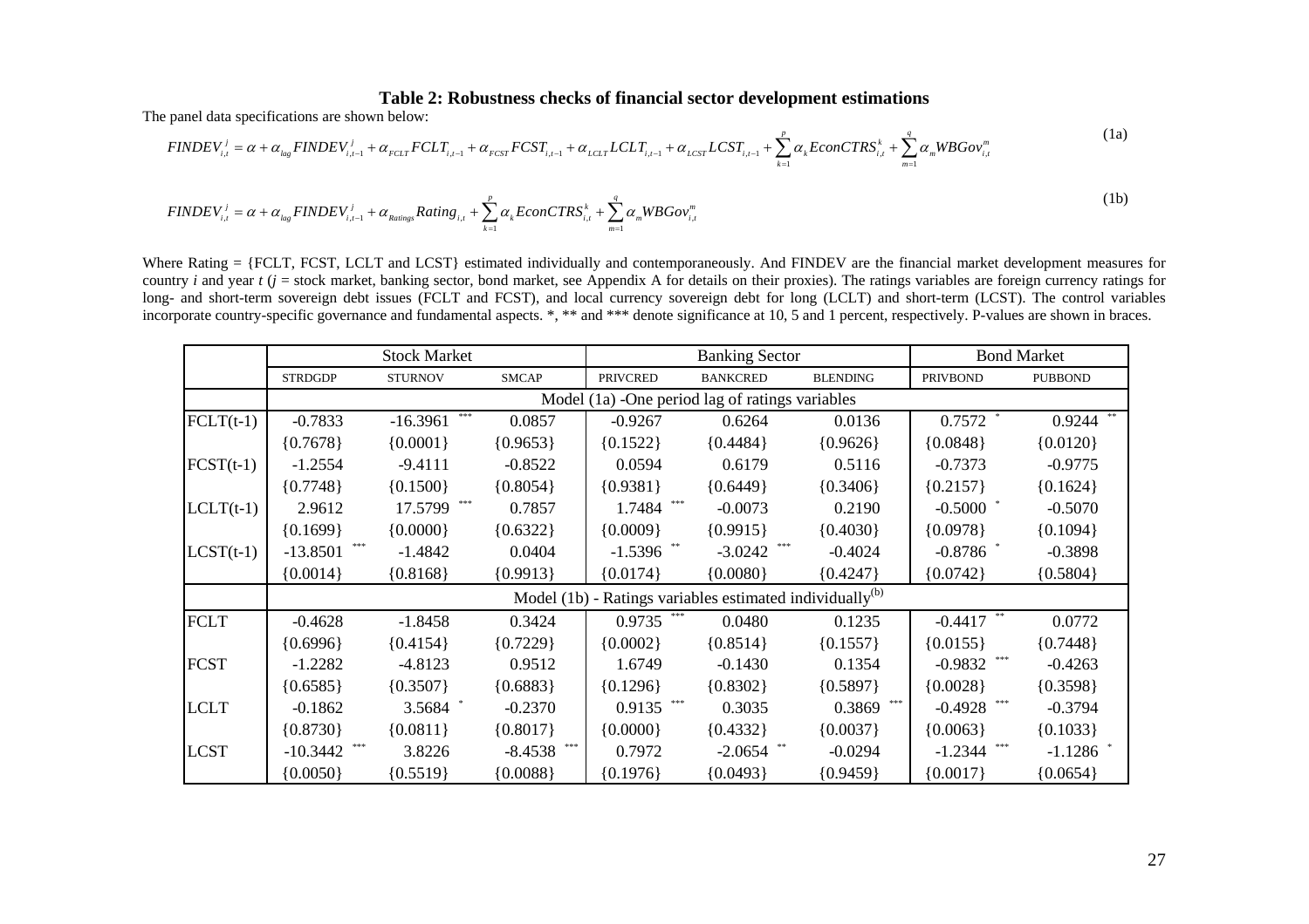**Table 2: Robustness checks of financial sector development estimations**

The panel data specifications are shown below:

$$FINDEV_{i,t}^{j} = \alpha + \alpha_{lag} FINDEV_{i,t-1}^{j} + \alpha_{FCLT} FCLT_{i,t-1} + \alpha_{FCST} FCST_{i,t-1} + \alpha_{LCLT} LCLT_{i,t-1} + \alpha_{LCST} LCST_{i,t-1} + \sum_{k=1}^{p} \alpha_k EconCTRS_{i,t}^{k} + \sum_{m=1}^{q} \alpha_m WBGov_{i,t}^{m} \quad (1a)$$

$$FINDEV_{i,t}^{j} = \alpha + \alpha_{lag} FINDEV_{i,t-1}^{j} + \alpha_{Ratings} Rating_{i,t} + \sum_{k=1}^{p} \alpha_k EconCTRS_{i,t}^{k} + \sum_{m=1}^{q} \alpha_m WBGov_{i,t}^{m} \quad (1b)$$

Where Rating = {FCLT, FCST, LCLT and LCST} estimated individually and contemporaneously. And FINDEV are the financial market development measures for country *i* and year *t* (*j* = stock market, banking sector, bond market, see Appendix A for details on their proxies). The ratings variables are foreign currency ratings for long- and short-term sovereign debt issues (FCLT and FCST), and local currency sovereign debt for long (LCLT) and short-term (LCST). The control variables incorporate country-specific governance and fundamental aspects. *, ** and *** denote significance at 10, 5 and 1 percent, respectively. P-values are shown in braces.

| | Stock Market | | | Banking Sector | | | Bond Market | |
|---|---|---|---|---|---|---|---|---|
| | STRDGDP | STURNOV | SMCAP | PRIVCRED | BANKCRED | BLENDING | PRIVBOND | PUBBOND |
| | Model (1a) -One period lag of ratings variables | | | | | | | |
| FCLT(t-1) | -0.7833 | -16.3961 *** | 0.0857 | -0.9267 | 0.6264 | 0.0136 | 0.7572 * | 0.9244 ** |
| | {0.7678} | {0.0001} | {0.9653} | {0.1522} | {0.4484} | {0.9626} | {0.0848} | {0.0120} |
| FCST(t-1) | -1.2554 | -9.4111 | -0.8522 | 0.0594 | 0.6179 | 0.5116 | -0.7373 | -0.9775 |
| | {0.7748} | {0.1500} | {0.8054} | {0.9381} | {0.6449} | {0.3406} | {0.2157} | {0.1624} |
| LCLT(t-1) | 2.9612 | 17.5799 *** | 0.7857 | 1.7484 *** | -0.0073 | 0.2190 | -0.5000 * | -0.5070 |
| | {0.1699} | {0.0000} | {0.6322} | {0.0009} | {0.9915} | {0.4030} | {0.0978} | {0.1094} |
| LCST(t-1) | -13.8501 *** | -1.4842 | 0.0404 | -1.5396 ** | -3.0242 *** | -0.4024 | -0.8786 * | -0.3898 |
| | {0.0014} | {0.8168} | {0.9913} | {0.0174} | {0.0080} | {0.4247} | {0.0742} | {0.5804} |
| | Model (1b) - Ratings variables estimated individually[(b)] | | | | | | | |
| FCLT | -0.4628 | -1.8458 | 0.3424 | 0.9735 *** | 0.0480 | 0.1235 | -0.4417 ** | 0.0772 |
| | {0.6996} | {0.4154} | {0.7229} | {0.0002} | {0.8514} | {0.1557} | {0.0155} | {0.7448} |
| FCST | -1.2282 | -4.8123 | 0.9512 | 1.6749 | -0.1430 | 0.1354 | -0.9832 *** | -0.4263 |
| | {0.6585} | {0.3507} | {0.6883} | {0.1296} | {0.8302} | {0.5897} | {0.0028} | {0.3598} |
| LCLT | -0.1862 | 3.5684 * | -0.2370 | 0.9135 *** | 0.3035 | 0.3869 *** | -0.4928 *** | -0.3794 |
| | {0.8730} | {0.0811} | {0.8017} | {0.0000} | {0.4332} | {0.0037} | {0.0063} | {0.1033} |
| LCST | -10.3442 *** | 3.8226 | -8.4538 *** | 0.7972 | -2.0654 ** | -0.0294 | -1.2344 *** | -1.1286 * |
| | {0.0050} | {0.5519} | {0.0088} | {0.1976} | {0.0493} | {0.9459} | {0.0017} | {0.0654} |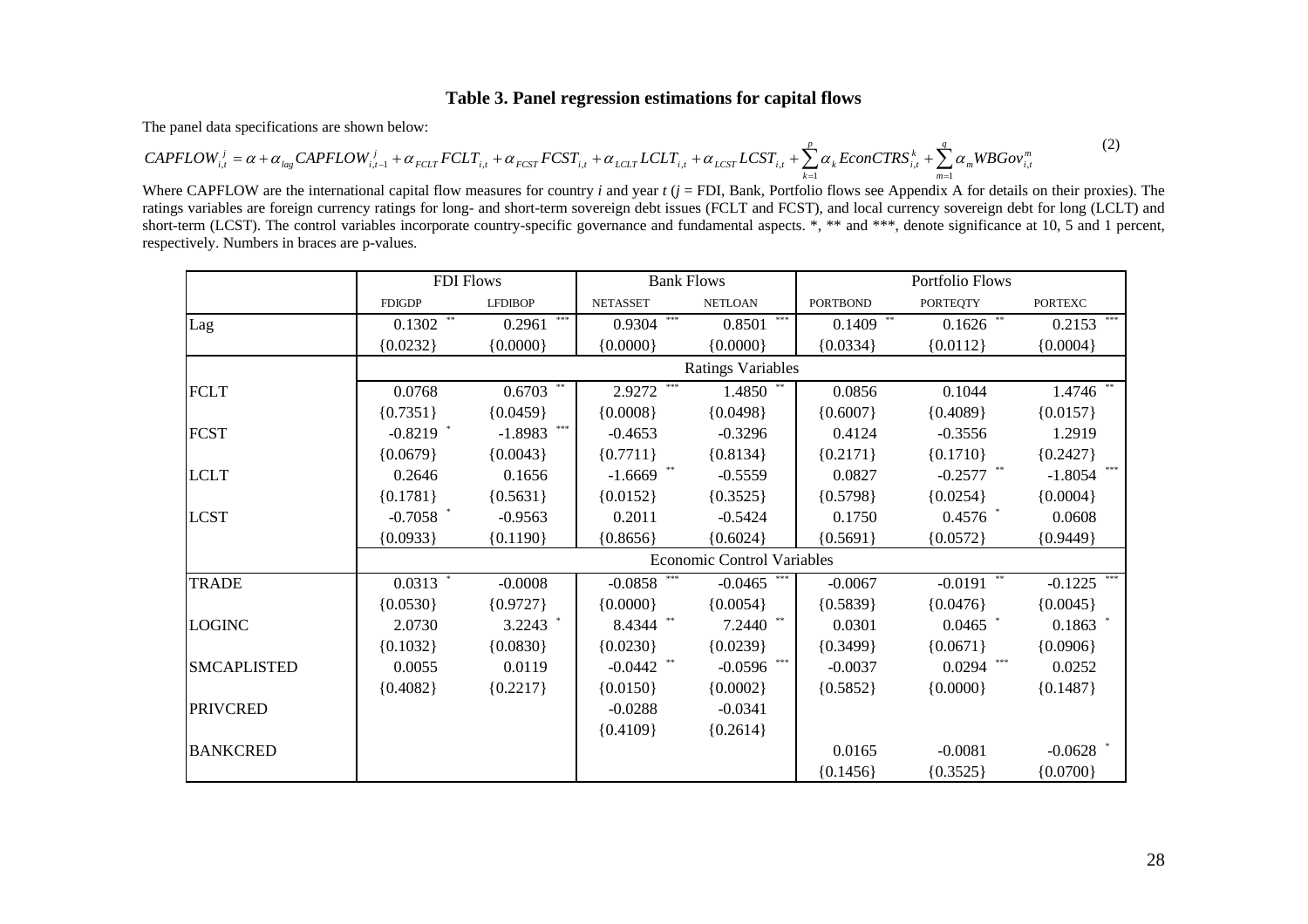## Table 3. Panel regression estimations for capital flows

The panel data specifications are shown below:

$$CAPFLOW_{i,t}^{j} = \alpha + \alpha_{lag} CAPFLOW_{i,t-1}^{j} + \alpha_{FCLT} FCLT_{i,t} + \alpha_{FCST} FCST_{i,t} + \alpha_{LCLT} LCLT_{i,t} + \alpha_{LCST} LCST_{i,t} + \sum_{k=1}^{p} \alpha_k EconCTRS_{i,t}^{k} + \sum_{m=1}^{q} \alpha_m WBGov_{i,t}^{m} \tag{2}$$

Where CAPFLOW are the international capital flow measures for country *i* and year *t* (*j* = FDI, Bank, Portfolio flows see Appendix A for details on their proxies). The ratings variables are foreign currency ratings for long- and short-term sovereign debt issues (FCLT and FCST), and local currency sovereign debt for long (LCLT) and short-term (LCST). The control variables incorporate country-specific governance and fundamental aspects. *, ** and ***, denote significance at 10, 5 and 1 percent, respectively. Numbers in braces are p-values.

| | FDI Flows | | Bank Flows | | Portfolio Flows | | |
|---|---|---|---|---|---|---|---|
| | FDIGDP | LFDIBOP | NETASSET | NETLOAN | PORTBOND | PORTEQTY | PORTEXC |
| Lag | 0.1302 ** | 0.2961 *** | 0.9304 *** | 0.8501 *** | 0.1409 ** | 0.1626 ** | 0.2153 *** |
| | {0.0232} | {0.0000} | {0.0000} | {0.0000} | {0.0334} | {0.0112} | {0.0004} |
| | Ratings Variables | | | | | | |
| FCLT | 0.0768 | 0.6703 ** | 2.9272 *** | 1.4850 ** | 0.0856 | 0.1044 | 1.4746 ** |
| | {0.7351} | {0.0459} | {0.0008} | {0.0498} | {0.6007} | {0.4089} | {0.0157} |
| FCST | -0.8219 * | -1.8983 *** | -0.4653 | -0.3296 | 0.4124 | -0.3556 | 1.2919 |
| | {0.0679} | {0.0043} | {0.7711} | {0.8134} | {0.2171} | {0.1710} | {0.2427} |
| LCLT | 0.2646 | 0.1656 | -1.6669 ** | -0.5559 | 0.0827 | -0.2577 ** | -1.8054 *** |
| | {0.1781} | {0.5631} | {0.0152} | {0.3525} | {0.5798} | {0.0254} | {0.0004} |
| LCST | -0.7058 * | -0.9563 | 0.2011 | -0.5424 | 0.1750 | 0.4576 * | 0.0608 |
| | {0.0933} | {0.1190} | {0.8656} | {0.6024} | {0.5691} | {0.0572} | {0.9449} |
| | Economic Control Variables | | | | | | |
| TRADE | 0.0313 * | -0.0008 | -0.0858 *** | -0.0465 *** | -0.0067 | -0.0191 ** | -0.1225 *** |
| | {0.0530} | {0.9727} | {0.0000} | {0.0054} | {0.5839} | {0.0476} | {0.0045} |
| LOGINC | 2.0730 | 3.2243 * | 8.4344 ** | 7.2440 ** | 0.0301 | 0.0465 * | 0.1863 * |
| | {0.1032} | {0.0830} | {0.0230} | {0.0239} | {0.3499} | {0.0671} | {0.0906} |
| SMCAPLISTED | 0.0055 | 0.0119 | -0.0442 ** | -0.0596 *** | -0.0037 | 0.0294 *** | 0.0252 |
| | {0.4082} | {0.2217} | {0.0150} | {0.0002} | {0.5852} | {0.0000} | {0.1487} |
| PRIVCRED | | | -0.0288 | -0.0341 | | | |
| | | | {0.4109} | {0.2614} | | | |
| BANKCRED | | | | | 0.0165 | -0.0081 | -0.0628 * |
| | | | | | {0.1456} | {0.3525} | {0.0700} |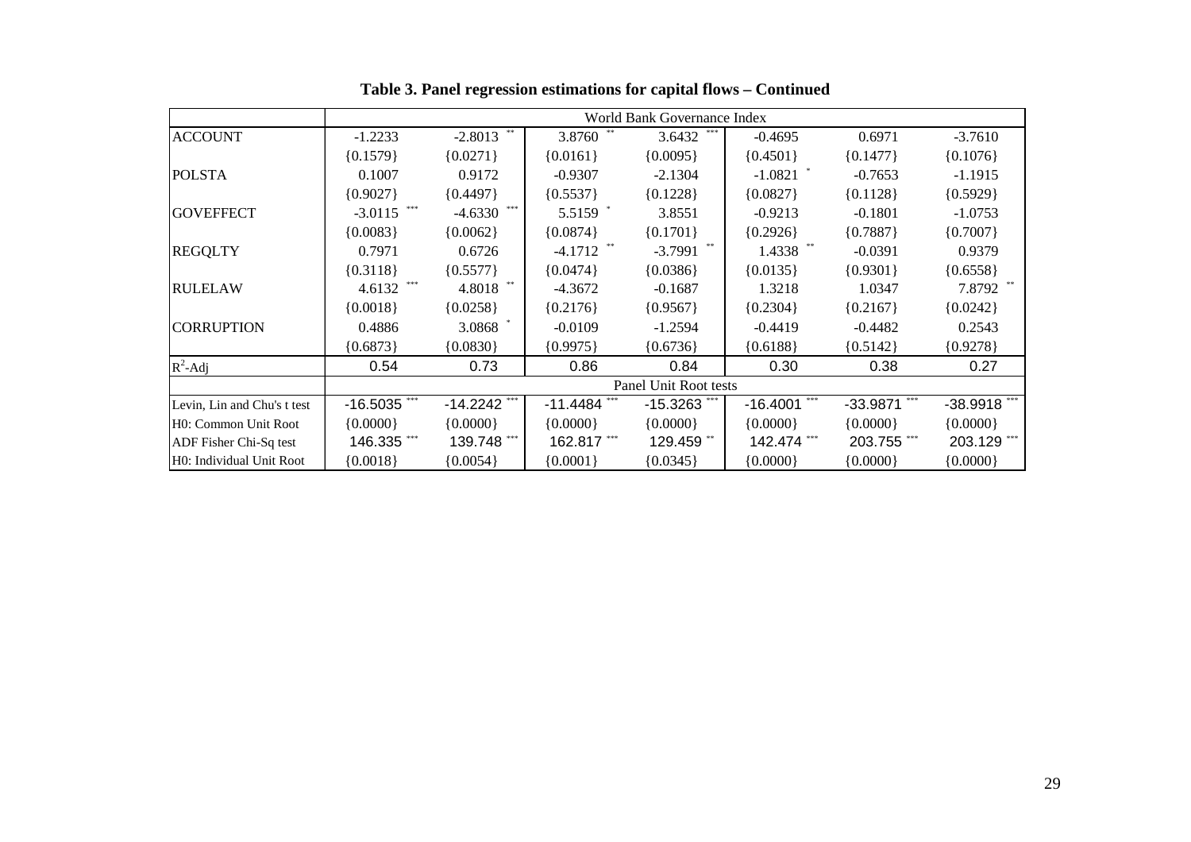**Table 3. Panel regression estimations for capital flows – Continued**

| | World Bank Governance Index | | | | | | |
|---|---|---|---|---|---|---|---|
| ACCOUNT | -1.2233 | -2.8013 ** | 3.8760 ** | 3.6432 *** | -0.4695 | 0.6971 | -3.7610 |
| | {0.1579} | {0.0271} | {0.0161} | {0.0095} | {0.4501} | {0.1477} | {0.1076} |
| POLSTA | 0.1007 | 0.9172 | -0.9307 | -2.1304 | -1.0821 * | -0.7653 | -1.1915 |
| | {0.9027} | {0.4497} | {0.5537} | {0.1228} | {0.0827} | {0.1128} | {0.5929} |
| GOVEFFECT | -3.0115 *** | -4.6330 *** | 5.5159 * | 3.8551 | -0.9213 | -0.1801 | -1.0753 |
| | {0.0083} | {0.0062} | {0.0874} | {0.1701} | {0.2926} | {0.7887} | {0.7007} |
| REGQLTY | 0.7971 | 0.6726 | -4.1712 ** | -3.7991 ** | 1.4338 ** | -0.0391 | 0.9379 |
| | {0.3118} | {0.5577} | {0.0474} | {0.0386} | {0.0135} | {0.9301} | {0.6558} |
| RULELAW | 4.6132 *** | 4.8018 ** | -4.3672 | -0.1687 | 1.3218 | 1.0347 | 7.8792 ** |
| | {0.0018} | {0.0258} | {0.2176} | {0.9567} | {0.2304} | {0.2167} | {0.0242} |
| CORRUPTION | 0.4886 | 3.0868 * | -0.0109 | -1.2594 | -0.4419 | -0.4482 | 0.2543 |
| | {0.6873} | {0.0830} | {0.9975} | {0.6736} | {0.6188} | {0.5142} | {0.9278} |
| $R^2$-Adj | 0.54 | 0.73 | 0.86 | 0.84 | 0.30 | 0.38 | 0.27 |
| | Panel Unit Root tests | | | | | | |
| Levin, Lin and Chu's t test | -16.5035 *** | -14.2242 *** | -11.4484 *** | -15.3263 *** | -16.4001 *** | -33.9871 *** | -38.9918 *** |
| H0: Common Unit Root | {0.0000} | {0.0000} | {0.0000} | {0.0000} | {0.0000} | {0.0000} | {0.0000} |
| ADF Fisher Chi-Sq test | 146.335 *** | 139.748 *** | 162.817 *** | 129.459 ** | 142.474 *** | 203.755 *** | 203.129 *** |
| H0: Individual Unit Root | {0.0018} | {0.0054} | {0.0001} | {0.0345} | {0.0000} | {0.0000} | {0.0000} |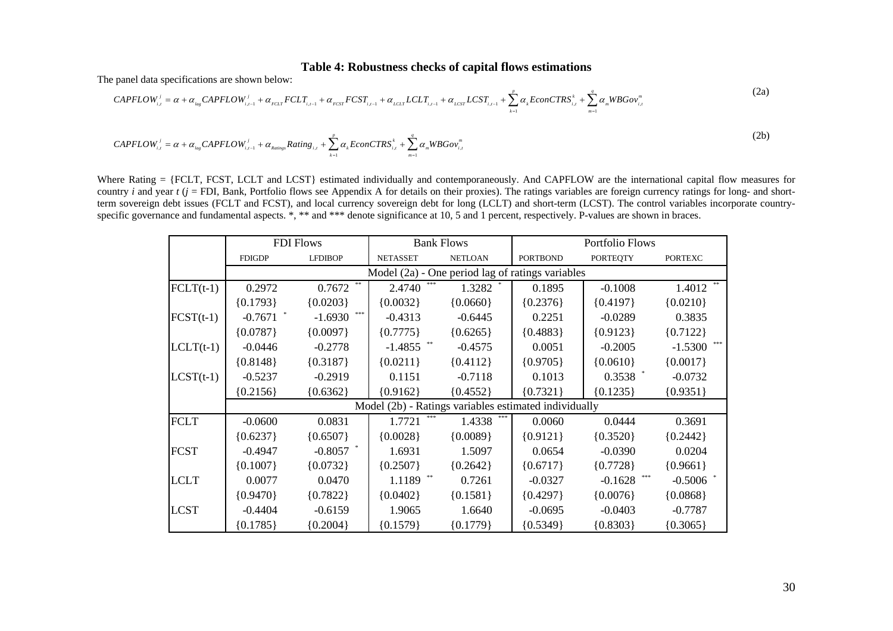## Table 4: Robustness checks of capital flows estimations

The panel data specifications are shown below:

$$CAPFLOW_{i,t}^{j} = \alpha + \alpha_{lag} CAPFLOW_{i,t-1}^{j} + \alpha_{FCLT} FCLT_{i,t-1} + \alpha_{FCST} FCST_{i,t-1} + \alpha_{LCLT} LCLT_{i,t-1} + \alpha_{LCST} LCST_{i,t-1} + \sum_{k=1}^{p} \alpha_{k} EconCTRS_{i,t}^{k} + \sum_{m=1}^{q} \alpha_{m} WBGov_{i,t}^{m} \quad (2a)$$

$$CAPFLOW_{i,t}^{j} = \alpha + \alpha_{lag} CAPFLOW_{i,t-1}^{j} + \alpha_{Ratings} Rating_{i,t} + \sum_{k=1}^{p} \alpha_{k} EconCTRS_{i,t}^{k} + \sum_{m=1}^{q} \alpha_{m} WBGov_{i,t}^{m} \quad (2b)$$

Where Rating = {FCLT, FCST, LCLT and LCST} estimated individually and contemporaneously. And CAPFLOW are the international capital flow measures for country *i* and year *t* (*j* = FDI, Bank, Portfolio flows see Appendix A for details on their proxies). The ratings variables are foreign currency ratings for long- and short-term sovereign debt issues (FCLT and FCST), and local currency sovereign debt for long (LCLT) and short-term (LCST). The control variables incorporate country-specific governance and fundamental aspects. *, ** and *** denote significance at 10, 5 and 1 percent, respectively. P-values are shown in braces.

| | FDI Flows | | Bank Flows | | Portfolio Flows | | |
|---|---|---|---|---|---|---|---|
| | FDIGDP | LFDIBOP | NETASSET | NETLOAN | PORTBOND | PORTEQTY | PORTEXC |
| | **Model (2a) - One period lag of ratings variables** | | | | | | |
| FCLT(t-1) | 0.2972 | 0.7672 ** | 2.4740 *** | 1.3282 * | 0.1895 | -0.1008 | 1.4012 ** |
| | {0.1793} | {0.0203} | {0.0032} | {0.0660} | {0.2376} | {0.4197} | {0.0210} |
| FCST(t-1) | -0.7671 * | -1.6930 *** | -0.4313 | -0.6445 | 0.2251 | -0.0289 | 0.3835 |
| | {0.0787} | {0.0097} | {0.7775} | {0.6265} | {0.4883} | {0.9123} | {0.7122} |
| LCLT(t-1) | -0.0446 | -0.2778 | -1.4855 ** | -0.4575 | 0.0051 | -0.2005 | -1.5300 *** |
| | {0.8148} | {0.3187} | {0.0211} | {0.4112} | {0.9705} | {0.0610} | {0.0017} |
| LCST(t-1) | -0.5237 | -0.2919 | 0.1151 | -0.7118 | 0.1013 | 0.3538 * | -0.0732 |
| | {0.2156} | {0.6362} | {0.9162} | {0.4552} | {0.7321} | {0.1235} | {0.9351} |
| | **Model (2b) - Ratings variables estimated individually** | | | | | | |
| FCLT | -0.0600 | 0.0831 | 1.7721 *** | 1.4338 *** | 0.0060 | 0.0444 | 0.3691 |
| | {0.6237} | {0.6507} | {0.0028} | {0.0089} | {0.9121} | {0.3520} | {0.2442} |
| FCST | -0.4947 | -0.8057 * | 1.6931 | 1.5097 | 0.0654 | -0.0390 | 0.0204 |
| | {0.1007} | {0.0732} | {0.2507} | {0.2642} | {0.6717} | {0.7728} | {0.9661} |
| LCLT | 0.0077 | 0.0470 | 1.1189 ** | 0.7261 | -0.0327 | -0.1628 *** | -0.5006 * |
| | {0.9470} | {0.7822} | {0.0402} | {0.1581} | {0.4297} | {0.0076} | {0.0868} |
| LCST | -0.4404 | -0.6159 | 1.9065 | 1.6640 | -0.0695 | -0.0403 | -0.7787 |
| | {0.1785} | {0.2004} | {0.1579} | {0.1779} | {0.5349} | {0.8303} | {0.3065} |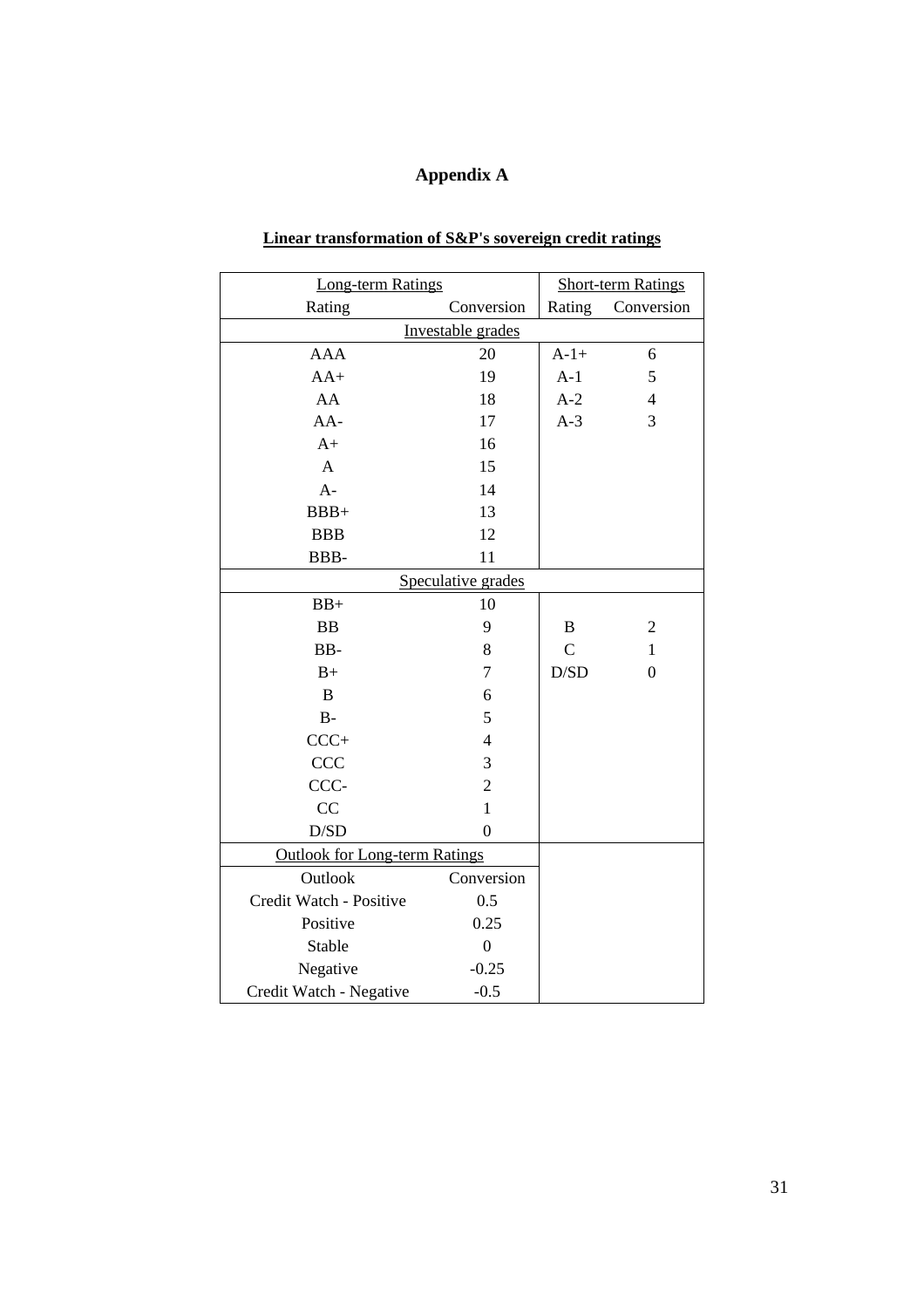# Appendix A

## Linear transformation of S&P's sovereign credit ratings

| Long-term Ratings | | Short-term Ratings | |
|---|---|---|---|
| Rating | Conversion | Rating | Conversion |
| Investable grades | | | |
| AAA | 20 | A-1+ | 6 |
| AA+ | 19 | A-1 | 5 |
| AA | 18 | A-2 | 4 |
| AA- | 17 | A-3 | 3 |
| A+ | 16 | | |
| A | 15 | | |
| A- | 14 | | |
| BBB+ | 13 | | |
| BBB | 12 | | |
| BBB- | 11 | | |
| Speculative grades | | | |
| BB+ | 10 | | |
| BB | 9 | B | 2 |
| BB- | 8 | C | 1 |
| B+ | 7 | D/SD | 0 |
| B | 6 | | |
| B- | 5 | | |
| CCC+ | 4 | | |
| CCC | 3 | | |
| CCC- | 2 | | |
| CC | 1 | | |
| D/SD | 0 | | |
| Outlook for Long-term Ratings | | | |
| Outlook | Conversion | | |
| Credit Watch - Positive | 0.5 | | |
| Positive | 0.25 | | |
| Stable | 0 | | |
| Negative | -0.25 | | |
| Credit Watch - Negative | -0.5 | | |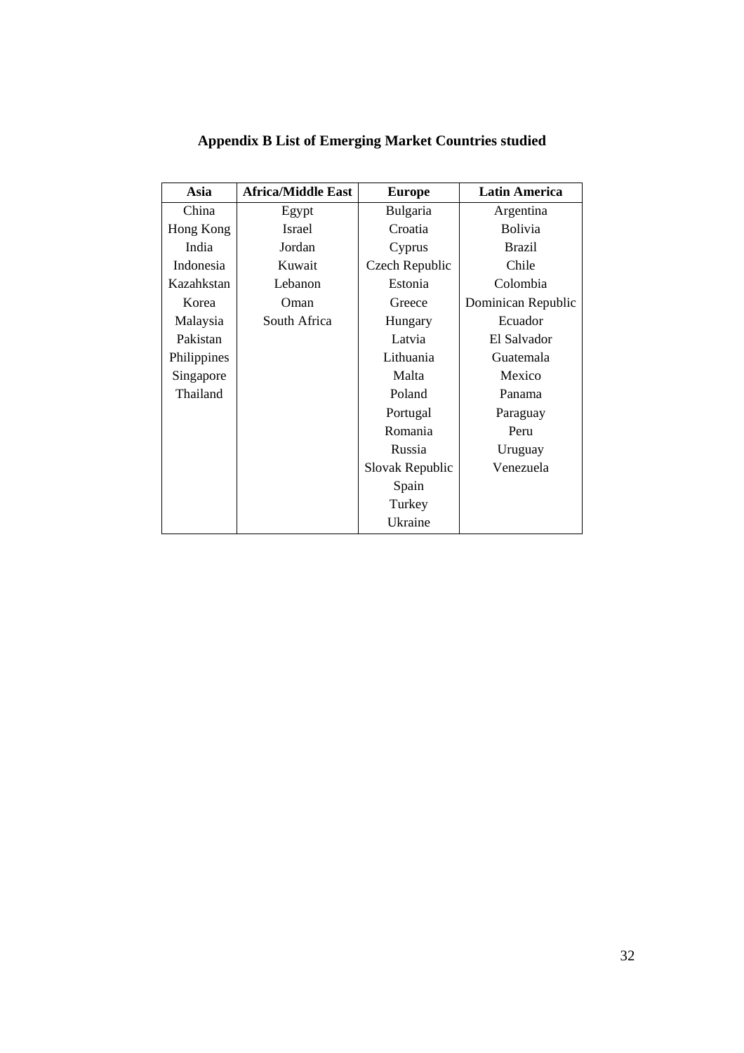## Appendix B List of Emerging Market Countries studied

| Asia | Africa/Middle East | Europe | Latin America |
|---|---|---|---|
| China | Egypt | Bulgaria | Argentina |
| Hong Kong | Israel | Croatia | Bolivia |
| India | Jordan | Cyprus | Brazil |
| Indonesia | Kuwait | Czech Republic | Chile |
| Kazahkstan | Lebanon | Estonia | Colombia |
| Korea | Oman | Greece | Dominican Republic |
| Malaysia | South Africa | Hungary | Ecuador |
| Pakistan | | Latvia | El Salvador |
| Philippines | | Lithuania | Guatemala |
| Singapore | | Malta | Mexico |
| Thailand | | Poland | Panama |
| | | Portugal | Paraguay |
| | | Romania | Peru |
| | | Russia | Uruguay |
| | | Slovak Republic | Venezuela |
| | | Spain | |
| | | Turkey | |
| | | Ukraine | |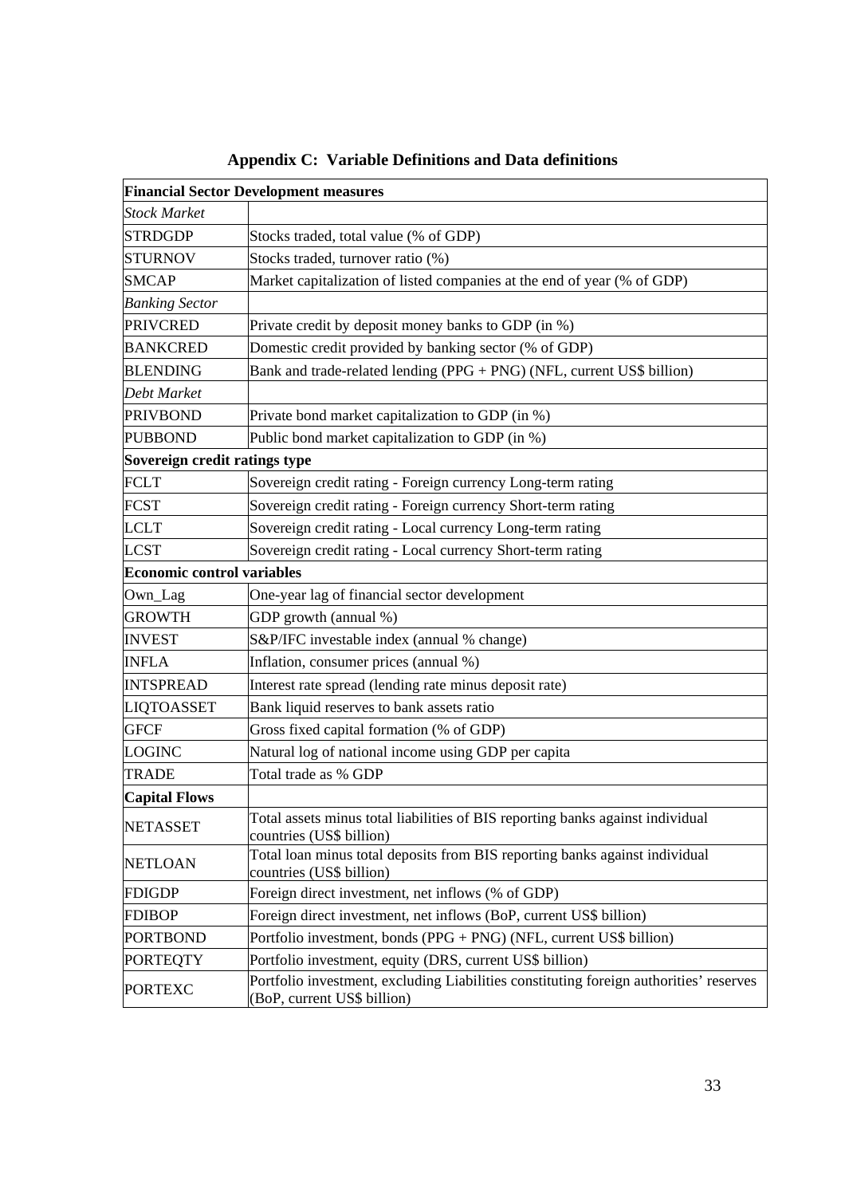## Appendix C: Variable Definitions and Data definitions

| **Financial Sector Development measures** | |
|---|---|
| *Stock Market* | |
| STRDGDP | Stocks traded, total value (% of GDP) |
| STURNOV | Stocks traded, turnover ratio (%) |
| SMCAP | Market capitalization of listed companies at the end of year (% of GDP) |
| *Banking Sector* | |
| PRIVCRED | Private credit by deposit money banks to GDP (in %) |
| BANKCRED | Domestic credit provided by banking sector (% of GDP) |
| BLENDING | Bank and trade-related lending (PPG + PNG) (NFL, current US$ billion) |
| *Debt Market* | |
| PRIVBOND | Private bond market capitalization to GDP (in %) |
| PUBBOND | Public bond market capitalization to GDP (in %) |
| **Sovereign credit ratings type** | |
| FCLT | Sovereign credit rating - Foreign currency Long-term rating |
| FCST | Sovereign credit rating - Foreign currency Short-term rating |
| LCLT | Sovereign credit rating - Local currency Long-term rating |
| LCST | Sovereign credit rating - Local currency Short-term rating |
| **Economic control variables** | |
| Own_Lag | One-year lag of financial sector development |
| GROWTH | GDP growth (annual %) |
| INVEST | S&P/IFC investable index (annual % change) |
| INFLA | Inflation, consumer prices (annual %) |
| INTSPREAD | Interest rate spread (lending rate minus deposit rate) |
| LIQTOASSET | Bank liquid reserves to bank assets ratio |
| GFCF | Gross fixed capital formation (% of GDP) |
| LOGINC | Natural log of national income using GDP per capita |
| TRADE | Total trade as % GDP |
| **Capital Flows** | |
| NETASSET | Total assets minus total liabilities of BIS reporting banks against individual countries (US$ billion) |
| NETLOAN | Total loan minus total deposits from BIS reporting banks against individual countries (US$ billion) |
| FDIGDP | Foreign direct investment, net inflows (% of GDP) |
| FDIBOP | Foreign direct investment, net inflows (BoP, current US$ billion) |
| PORTBOND | Portfolio investment, bonds (PPG + PNG) (NFL, current US$ billion) |
| PORTEQTY | Portfolio investment, equity (DRS, current US$ billion) |
| PORTEXC | Portfolio investment, excluding Liabilities constituting foreign authorities' reserves (BoP, current US$ billion) |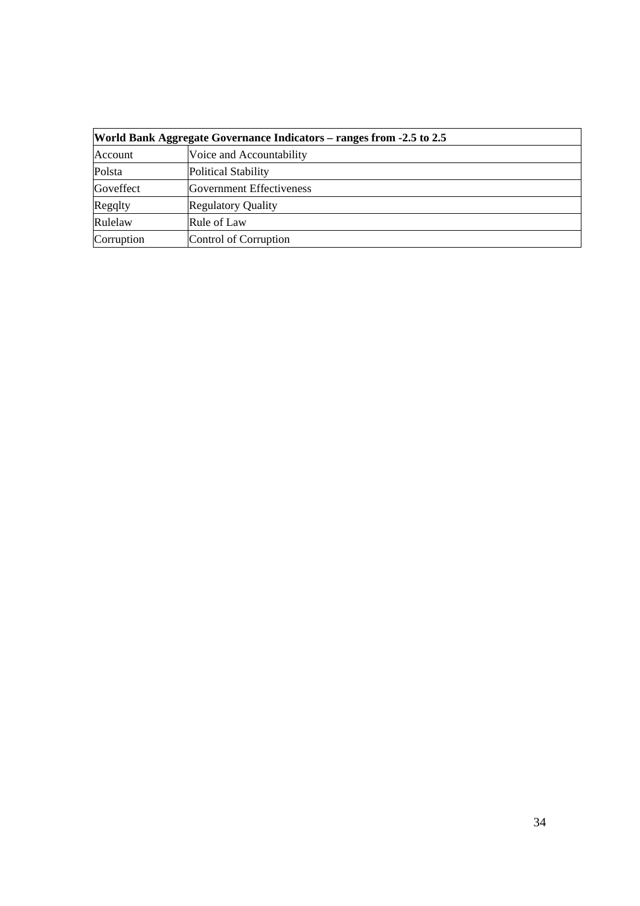| World Bank Aggregate Governance Indicators – ranges from -2.5 to 2.5 | |
|---|---|
| Account | Voice and Accountability |
| Polsta | Political Stability |
| Goveffect | Government Effectiveness |
| Regqlty | Regulatory Quality |
| Rulelaw | Rule of Law |
| Corruption | Control of Corruption |